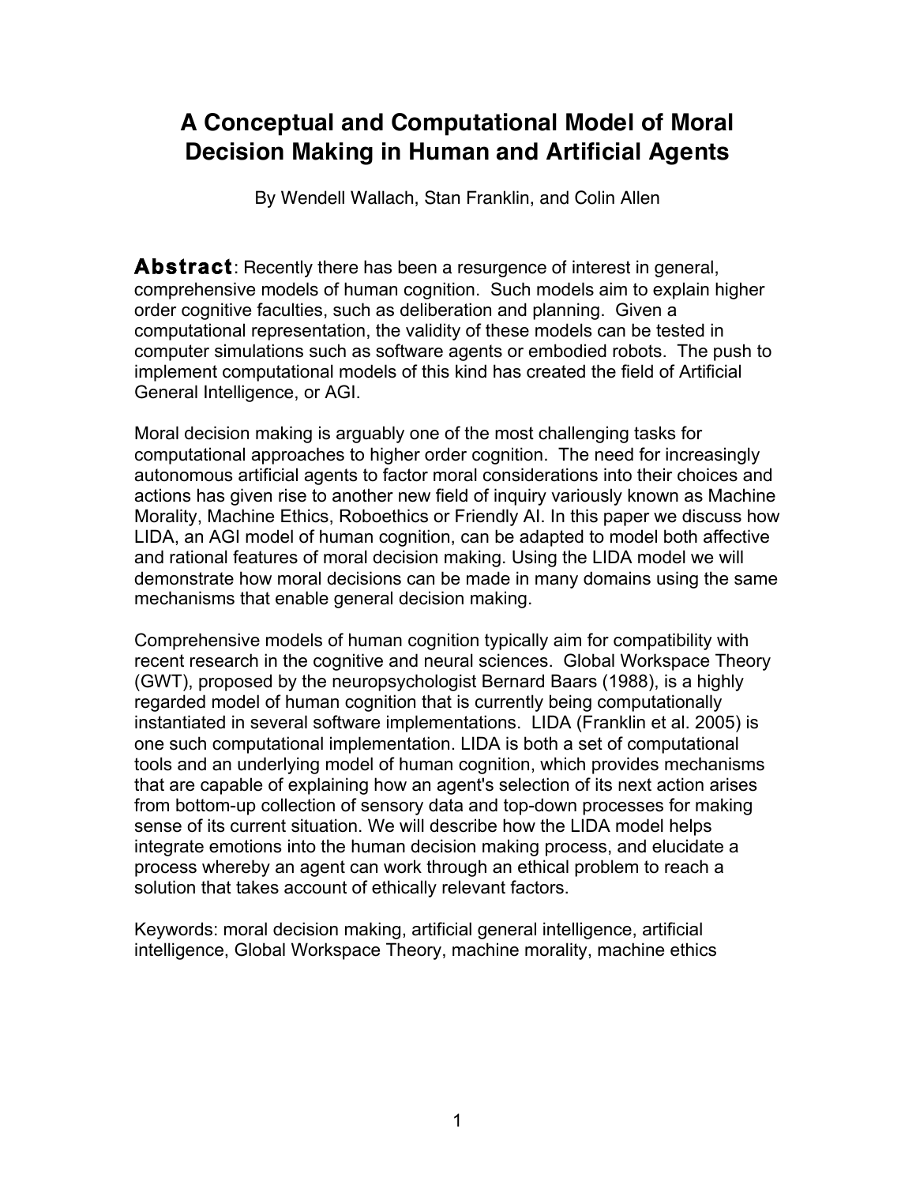# A Conceptual and Computational Model of Moral Decision Making in Human and Artificial Agents

By Wendell Wallach, Stan Franklin, and Colin Allen

**Abstract**: Recently there has been a resurgence of interest in general, comprehensive models of human cognition. Such models aim to explain higher order cognitive faculties, such as deliberation and planning. Given a computational representation, the validity of these models can be tested in computer simulations such as software agents or embodied robots. The push to implement computational models of this kind has created the field of Artificial General Intelligence, or AGI.

Moral decision making is arguably one of the most challenging tasks for computational approaches to higher order cognition. The need for increasingly autonomous artificial agents to factor moral considerations into their choices and actions has given rise to another new field of inquiry variously known as Machine Morality, Machine Ethics, Roboethics or Friendly AI. In this paper we discuss how LIDA, an AGI model of human cognition, can be adapted to model both affective and rational features of moral decision making. Using the LIDA model we will demonstrate how moral decisions can be made in many domains using the same mechanisms that enable general decision making.

Comprehensive models of human cognition typically aim for compatibility with recent research in the cognitive and neural sciences. Global Workspace Theory (GWT), proposed by the neuropsychologist Bernard Baars (1988), is a highly regarded model of human cognition that is currently being computationally instantiated in several software implementations. LIDA (Franklin et al. 2005) is one such computational implementation. LIDA is both a set of computational tools and an underlying model of human cognition, which provides mechanisms that are capable of explaining how an agent's selection of its next action arises from bottom-up collection of sensory data and top-down processes for making sense of its current situation. We will describe how the LIDA model helps integrate emotions into the human decision making process, and elucidate a process whereby an agent can work through an ethical problem to reach a solution that takes account of ethically relevant factors.

Keywords: moral decision making, artificial general intelligence, artificial intelligence, Global Workspace Theory, machine morality, machine ethics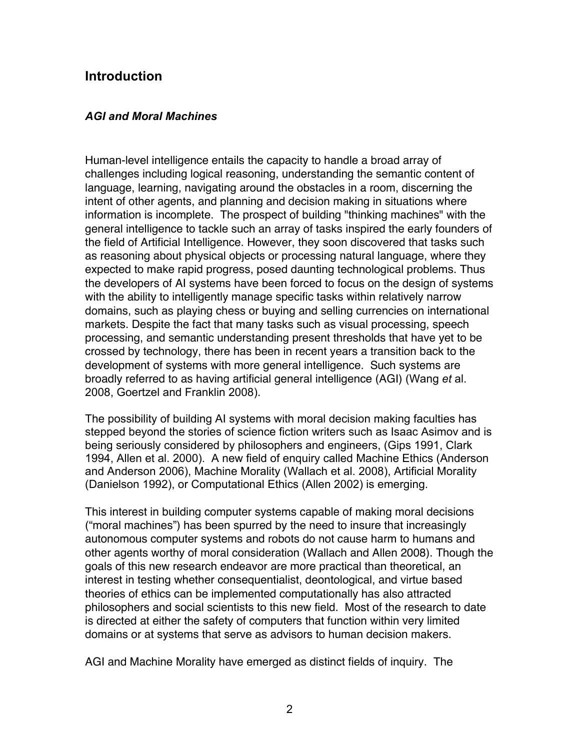## Introduction

### *AGI and Moral Machines*

Human-level intelligence entails the capacity to handle a broad array of challenges including logical reasoning, understanding the semantic content of language, learning, navigating around the obstacles in a room, discerning the intent of other agents, and planning and decision making in situations where information is incomplete. The prospect of building "thinking machines" with the general intelligence to tackle such an array of tasks inspired the early founders of the field of Artificial Intelligence. However, they soon discovered that tasks such as reasoning about physical objects or processing natural language, where they expected to make rapid progress, posed daunting technological problems. Thus the developers of AI systems have been forced to focus on the design of systems with the ability to intelligently manage specific tasks within relatively narrow domains, such as playing chess or buying and selling currencies on international markets. Despite the fact that many tasks such as visual processing, speech processing, and semantic understanding present thresholds that have yet to be crossed by technology, there has been in recent years a transition back to the development of systems with more general intelligence. Such systems are broadly referred to as having artificial general intelligence (AGI) (Wang *et* al. 2008, Goertzel and Franklin 2008).

The possibility of building AI systems with moral decision making faculties has stepped beyond the stories of science fiction writers such as Isaac Asimov and is being seriously considered by philosophers and engineers, (Gips 1991, Clark 1994, Allen et al. 2000). A new field of enquiry called Machine Ethics (Anderson and Anderson 2006), Machine Morality (Wallach et al. 2008), Artificial Morality (Danielson 1992), or Computational Ethics (Allen 2002) is emerging.

This interest in building computer systems capable of making moral decisions ("moral machines") has been spurred by the need to insure that increasingly autonomous computer systems and robots do not cause harm to humans and other agents worthy of moral consideration (Wallach and Allen 2008). Though the goals of this new research endeavor are more practical than theoretical, an interest in testing whether consequentialist, deontological, and virtue based theories of ethics can be implemented computationally has also attracted philosophers and social scientists to this new field. Most of the research to date is directed at either the safety of computers that function within very limited domains or at systems that serve as advisors to human decision makers.

AGI and Machine Morality have emerged as distinct fields of inquiry. The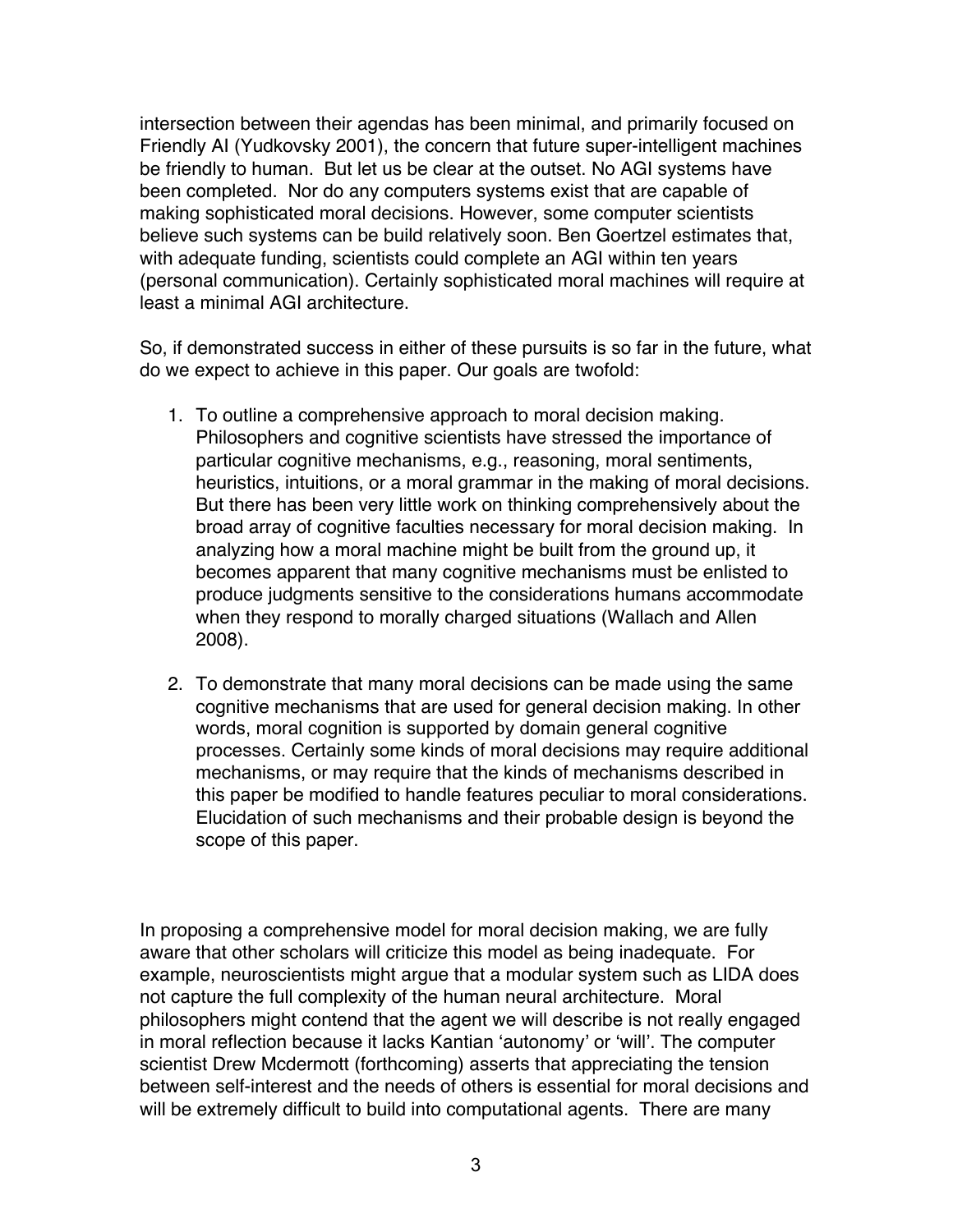intersection between their agendas has been minimal, and primarily focused on Friendly AI (Yudkovsky 2001), the concern that future super-intelligent machines be friendly to human. But let us be clear at the outset. No AGI systems have been completed. Nor do any computers systems exist that are capable of making sophisticated moral decisions. However, some computer scientists believe such systems can be build relatively soon. Ben Goertzel estimates that, with adequate funding, scientists could complete an AGI within ten years (personal communication). Certainly sophisticated moral machines will require at least a minimal AGI architecture.

So, if demonstrated success in either of these pursuits is so far in the future, what do we expect to achieve in this paper. Our goals are twofold:

1. To outline a comprehensive approach to moral decision making. Philosophers and cognitive scientists have stressed the importance of particular cognitive mechanisms, e.g., reasoning, moral sentiments, heuristics, intuitions, or a moral grammar in the making of moral decisions. But there has been very little work on thinking comprehensively about the broad array of cognitive faculties necessary for moral decision making. In analyzing how a moral machine might be built from the ground up, it becomes apparent that many cognitive mechanisms must be enlisted to produce judgments sensitive to the considerations humans accommodate when they respond to morally charged situations (Wallach and Allen 2008).

2. To demonstrate that many moral decisions can be made using the same cognitive mechanisms that are used for general decision making. In other words, moral cognition is supported by domain general cognitive processes. Certainly some kinds of moral decisions may require additional mechanisms, or may require that the kinds of mechanisms described in this paper be modified to handle features peculiar to moral considerations. Elucidation of such mechanisms and their probable design is beyond the scope of this paper.

In proposing a comprehensive model for moral decision making, we are fully aware that other scholars will criticize this model as being inadequate. For example, neuroscientists might argue that a modular system such as LIDA does not capture the full complexity of the human neural architecture. Moral philosophers might contend that the agent we will describe is not really engaged in moral reflection because it lacks Kantian 'autonomy' or 'will'. The computer scientist Drew Mcdermott (forthcoming) asserts that appreciating the tension between self-interest and the needs of others is essential for moral decisions and will be extremely difficult to build into computational agents. There are many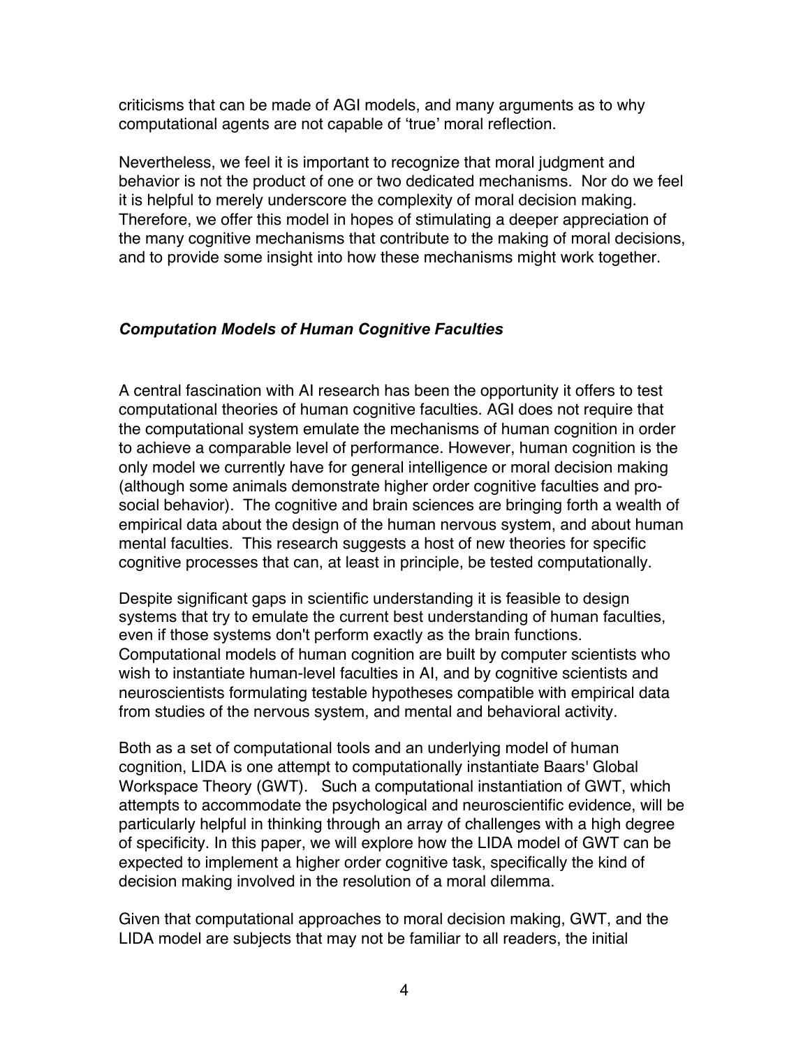criticisms that can be made of AGI models, and many arguments as to why computational agents are not capable of 'true' moral reflection.

Nevertheless, we feel it is important to recognize that moral judgment and behavior is not the product of one or two dedicated mechanisms. Nor do we feel it is helpful to merely underscore the complexity of moral decision making. Therefore, we offer this model in hopes of stimulating a deeper appreciation of the many cognitive mechanisms that contribute to the making of moral decisions, and to provide some insight into how these mechanisms might work together.

### *Computation Models of Human Cognitive Faculties*

A central fascination with AI research has been the opportunity it offers to test computational theories of human cognitive faculties. AGI does not require that the computational system emulate the mechanisms of human cognition in order to achieve a comparable level of performance. However, human cognition is the only model we currently have for general intelligence or moral decision making (although some animals demonstrate higher order cognitive faculties and pro-social behavior). The cognitive and brain sciences are bringing forth a wealth of empirical data about the design of the human nervous system, and about human mental faculties. This research suggests a host of new theories for specific cognitive processes that can, at least in principle, be tested computationally.

Despite significant gaps in scientific understanding it is feasible to design systems that try to emulate the current best understanding of human faculties, even if those systems don't perform exactly as the brain functions. Computational models of human cognition are built by computer scientists who wish to instantiate human-level faculties in AI, and by cognitive scientists and neuroscientists formulating testable hypotheses compatible with empirical data from studies of the nervous system, and mental and behavioral activity.

Both as a set of computational tools and an underlying model of human cognition, LIDA is one attempt to computationally instantiate Baars' Global Workspace Theory (GWT). Such a computational instantiation of GWT, which attempts to accommodate the psychological and neuroscientific evidence, will be particularly helpful in thinking through an array of challenges with a high degree of specificity. In this paper, we will explore how the LIDA model of GWT can be expected to implement a higher order cognitive task, specifically the kind of decision making involved in the resolution of a moral dilemma.

Given that computational approaches to moral decision making, GWT, and the LIDA model are subjects that may not be familiar to all readers, the initial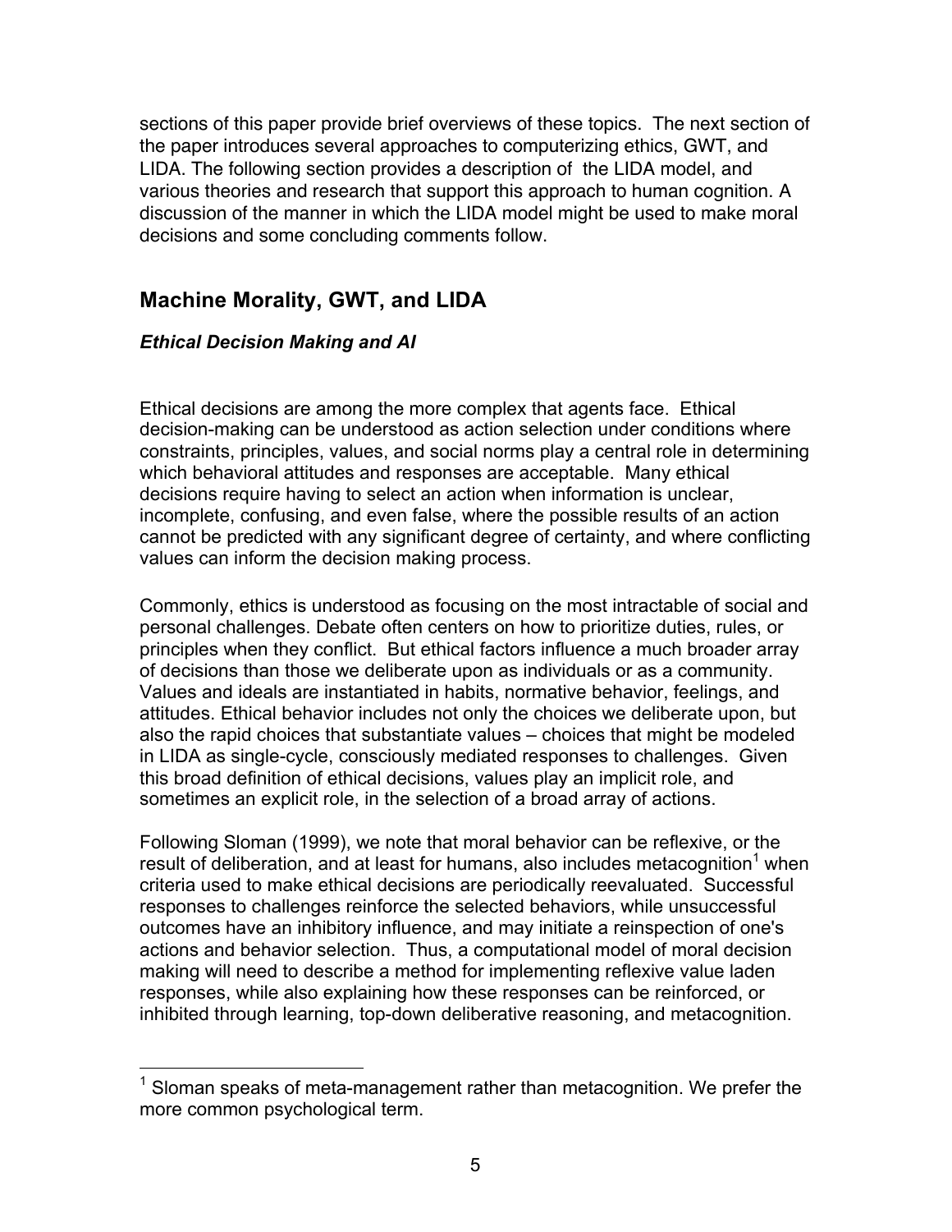sections of this paper provide brief overviews of these topics. The next section of the paper introduces several approaches to computerizing ethics, GWT, and LIDA. The following section provides a description of the LIDA model, and various theories and research that support this approach to human cognition. A discussion of the manner in which the LIDA model might be used to make moral decisions and some concluding comments follow.

## Machine Morality, GWT, and LIDA

### *Ethical Decision Making and AI*

Ethical decisions are among the more complex that agents face. Ethical decision-making can be understood as action selection under conditions where constraints, principles, values, and social norms play a central role in determining which behavioral attitudes and responses are acceptable. Many ethical decisions require having to select an action when information is unclear, incomplete, confusing, and even false, where the possible results of an action cannot be predicted with any significant degree of certainty, and where conflicting values can inform the decision making process.

Commonly, ethics is understood as focusing on the most intractable of social and personal challenges. Debate often centers on how to prioritize duties, rules, or principles when they conflict. But ethical factors influence a much broader array of decisions than those we deliberate upon as individuals or as a community. Values and ideals are instantiated in habits, normative behavior, feelings, and attitudes. Ethical behavior includes not only the choices we deliberate upon, but also the rapid choices that substantiate values – choices that might be modeled in LIDA as single-cycle, consciously mediated responses to challenges. Given this broad definition of ethical decisions, values play an implicit role, and sometimes an explicit role, in the selection of a broad array of actions.

Following Sloman (1999), we note that moral behavior can be reflexive, or the result of deliberation, and at least for humans, also includes metacognition[1] when criteria used to make ethical decisions are periodically reevaluated. Successful responses to challenges reinforce the selected behaviors, while unsuccessful outcomes have an inhibitory influence, and may initiate a reinspection of one's actions and behavior selection. Thus, a computational model of moral decision making will need to describe a method for implementing reflexive value laden responses, while also explaining how these responses can be reinforced, or inhibited through learning, top-down deliberative reasoning, and metacognition.

---

[1] Sloman speaks of meta-management rather than metacognition. We prefer the more common psychological term.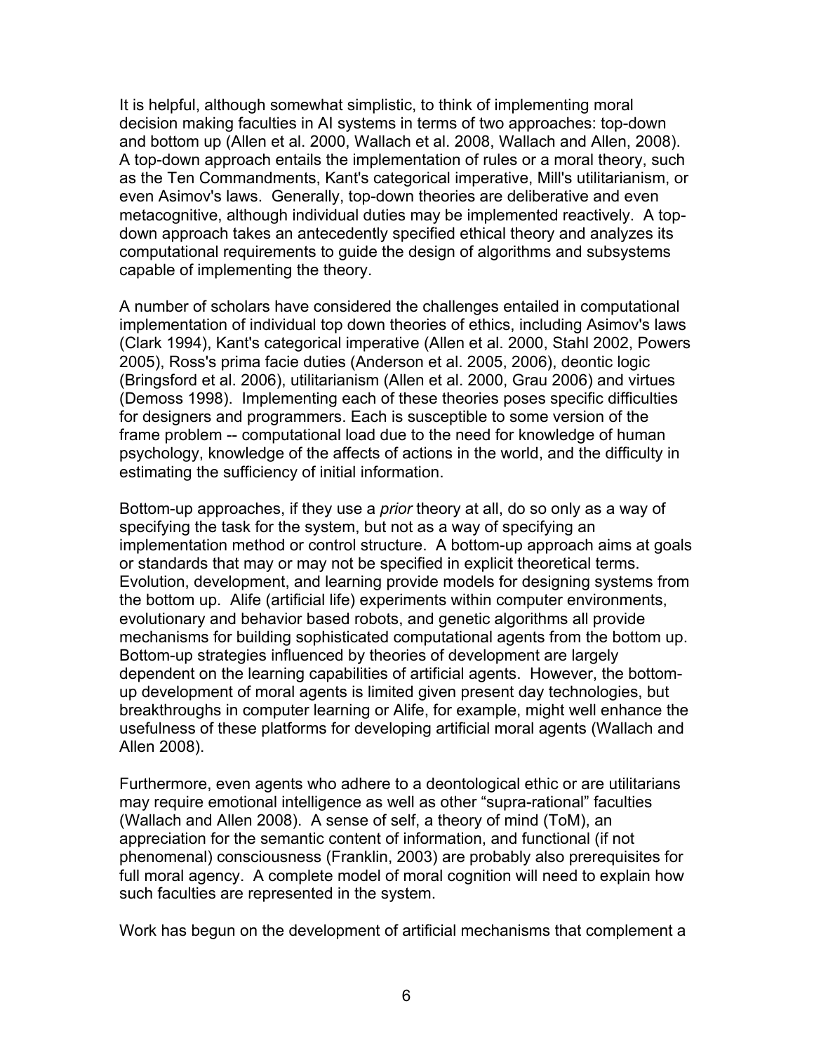It is helpful, although somewhat simplistic, to think of implementing moral decision making faculties in AI systems in terms of two approaches: top-down and bottom up (Allen et al. 2000, Wallach et al. 2008, Wallach and Allen, 2008). A top-down approach entails the implementation of rules or a moral theory, such as the Ten Commandments, Kant's categorical imperative, Mill's utilitarianism, or even Asimov's laws. Generally, top-down theories are deliberative and even metacognitive, although individual duties may be implemented reactively. A top-down approach takes an antecedently specified ethical theory and analyzes its computational requirements to guide the design of algorithms and subsystems capable of implementing the theory.

A number of scholars have considered the challenges entailed in computational implementation of individual top down theories of ethics, including Asimov's laws (Clark 1994), Kant's categorical imperative (Allen et al. 2000, Stahl 2002, Powers 2005), Ross's prima facie duties (Anderson et al. 2005, 2006), deontic logic (Bringsford et al. 2006), utilitarianism (Allen et al. 2000, Grau 2006) and virtues (Demoss 1998). Implementing each of these theories poses specific difficulties for designers and programmers. Each is susceptible to some version of the frame problem -- computational load due to the need for knowledge of human psychology, knowledge of the affects of actions in the world, and the difficulty in estimating the sufficiency of initial information.

Bottom-up approaches, if they use a *prior* theory at all, do so only as a way of specifying the task for the system, but not as a way of specifying an implementation method or control structure. A bottom-up approach aims at goals or standards that may or may not be specified in explicit theoretical terms. Evolution, development, and learning provide models for designing systems from the bottom up. Alife (artificial life) experiments within computer environments, evolutionary and behavior based robots, and genetic algorithms all provide mechanisms for building sophisticated computational agents from the bottom up. Bottom-up strategies influenced by theories of development are largely dependent on the learning capabilities of artificial agents. However, the bottom-up development of moral agents is limited given present day technologies, but breakthroughs in computer learning or Alife, for example, might well enhance the usefulness of these platforms for developing artificial moral agents (Wallach and Allen 2008).

Furthermore, even agents who adhere to a deontological ethic or are utilitarians may require emotional intelligence as well as other "supra-rational" faculties (Wallach and Allen 2008). A sense of self, a theory of mind (ToM), an appreciation for the semantic content of information, and functional (if not phenomenal) consciousness (Franklin, 2003) are probably also prerequisites for full moral agency. A complete model of moral cognition will need to explain how such faculties are represented in the system.

Work has begun on the development of artificial mechanisms that complement a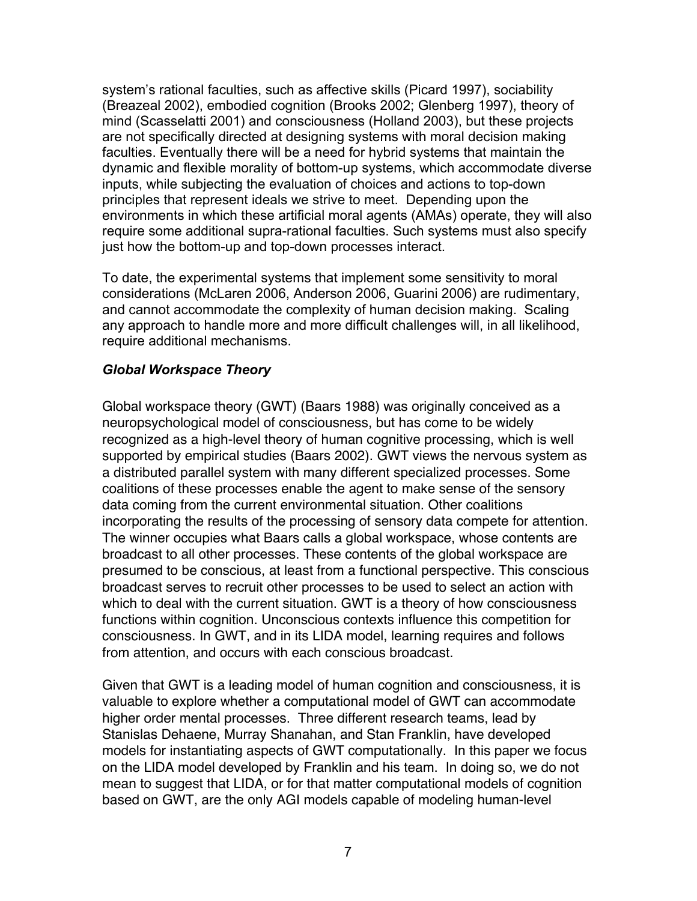system's rational faculties, such as affective skills (Picard 1997), sociability (Breazeal 2002), embodied cognition (Brooks 2002; Glenberg 1997), theory of mind (Scasselatti 2001) and consciousness (Holland 2003), but these projects are not specifically directed at designing systems with moral decision making faculties. Eventually there will be a need for hybrid systems that maintain the dynamic and flexible morality of bottom-up systems, which accommodate diverse inputs, while subjecting the evaluation of choices and actions to top-down principles that represent ideals we strive to meet. Depending upon the environments in which these artificial moral agents (AMAs) operate, they will also require some additional supra-rational faculties. Such systems must also specify just how the bottom-up and top-down processes interact.

To date, the experimental systems that implement some sensitivity to moral considerations (McLaren 2006, Anderson 2006, Guarini 2006) are rudimentary, and cannot accommodate the complexity of human decision making. Scaling any approach to handle more and more difficult challenges will, in all likelihood, require additional mechanisms.

### *Global Workspace Theory*

Global workspace theory (GWT) (Baars 1988) was originally conceived as a neuropsychological model of consciousness, but has come to be widely recognized as a high-level theory of human cognitive processing, which is well supported by empirical studies (Baars 2002). GWT views the nervous system as a distributed parallel system with many different specialized processes. Some coalitions of these processes enable the agent to make sense of the sensory data coming from the current environmental situation. Other coalitions incorporating the results of the processing of sensory data compete for attention. The winner occupies what Baars calls a global workspace, whose contents are broadcast to all other processes. These contents of the global workspace are presumed to be conscious, at least from a functional perspective. This conscious broadcast serves to recruit other processes to be used to select an action with which to deal with the current situation. GWT is a theory of how consciousness functions within cognition. Unconscious contexts influence this competition for consciousness. In GWT, and in its LIDA model, learning requires and follows from attention, and occurs with each conscious broadcast.

Given that GWT is a leading model of human cognition and consciousness, it is valuable to explore whether a computational model of GWT can accommodate higher order mental processes. Three different research teams, lead by Stanislas Dehaene, Murray Shanahan, and Stan Franklin, have developed models for instantiating aspects of GWT computationally. In this paper we focus on the LIDA model developed by Franklin and his team. In doing so, we do not mean to suggest that LIDA, or for that matter computational models of cognition based on GWT, are the only AGI models capable of modeling human-level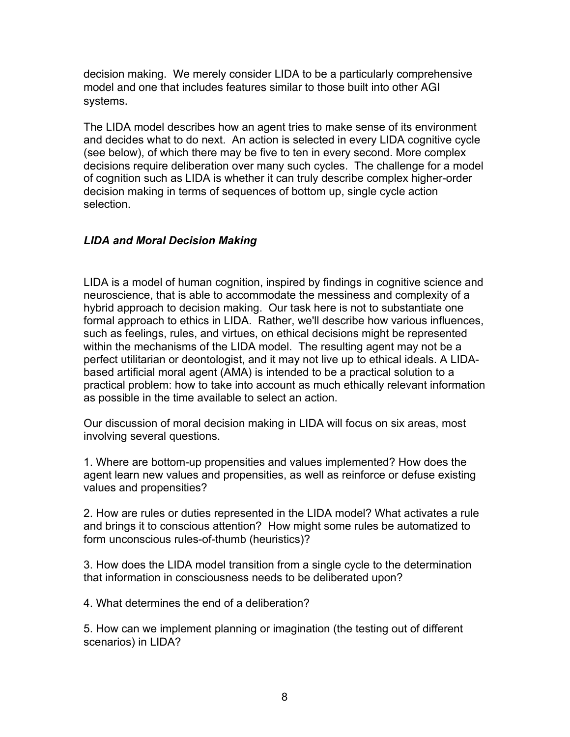decision making. We merely consider LIDA to be a particularly comprehensive model and one that includes features similar to those built into other AGI systems.

The LIDA model describes how an agent tries to make sense of its environment and decides what to do next. An action is selected in every LIDA cognitive cycle (see below), of which there may be five to ten in every second. More complex decisions require deliberation over many such cycles. The challenge for a model of cognition such as LIDA is whether it can truly describe complex higher-order decision making in terms of sequences of bottom up, single cycle action selection.

### *LIDA and Moral Decision Making*

LIDA is a model of human cognition, inspired by findings in cognitive science and neuroscience, that is able to accommodate the messiness and complexity of a hybrid approach to decision making. Our task here is not to substantiate one formal approach to ethics in LIDA. Rather, we'll describe how various influences, such as feelings, rules, and virtues, on ethical decisions might be represented within the mechanisms of the LIDA model. The resulting agent may not be a perfect utilitarian or deontologist, and it may not live up to ethical ideals. A LIDA-based artificial moral agent (AMA) is intended to be a practical solution to a practical problem: how to take into account as much ethically relevant information as possible in the time available to select an action.

Our discussion of moral decision making in LIDA will focus on six areas, most involving several questions.

1. Where are bottom-up propensities and values implemented? How does the agent learn new values and propensities, as well as reinforce or defuse existing values and propensities?

2. How are rules or duties represented in the LIDA model? What activates a rule and brings it to conscious attention? How might some rules be automatized to form unconscious rules-of-thumb (heuristics)?

3. How does the LIDA model transition from a single cycle to the determination that information in consciousness needs to be deliberated upon?

4. What determines the end of a deliberation?

5. How can we implement planning or imagination (the testing out of different scenarios) in LIDA?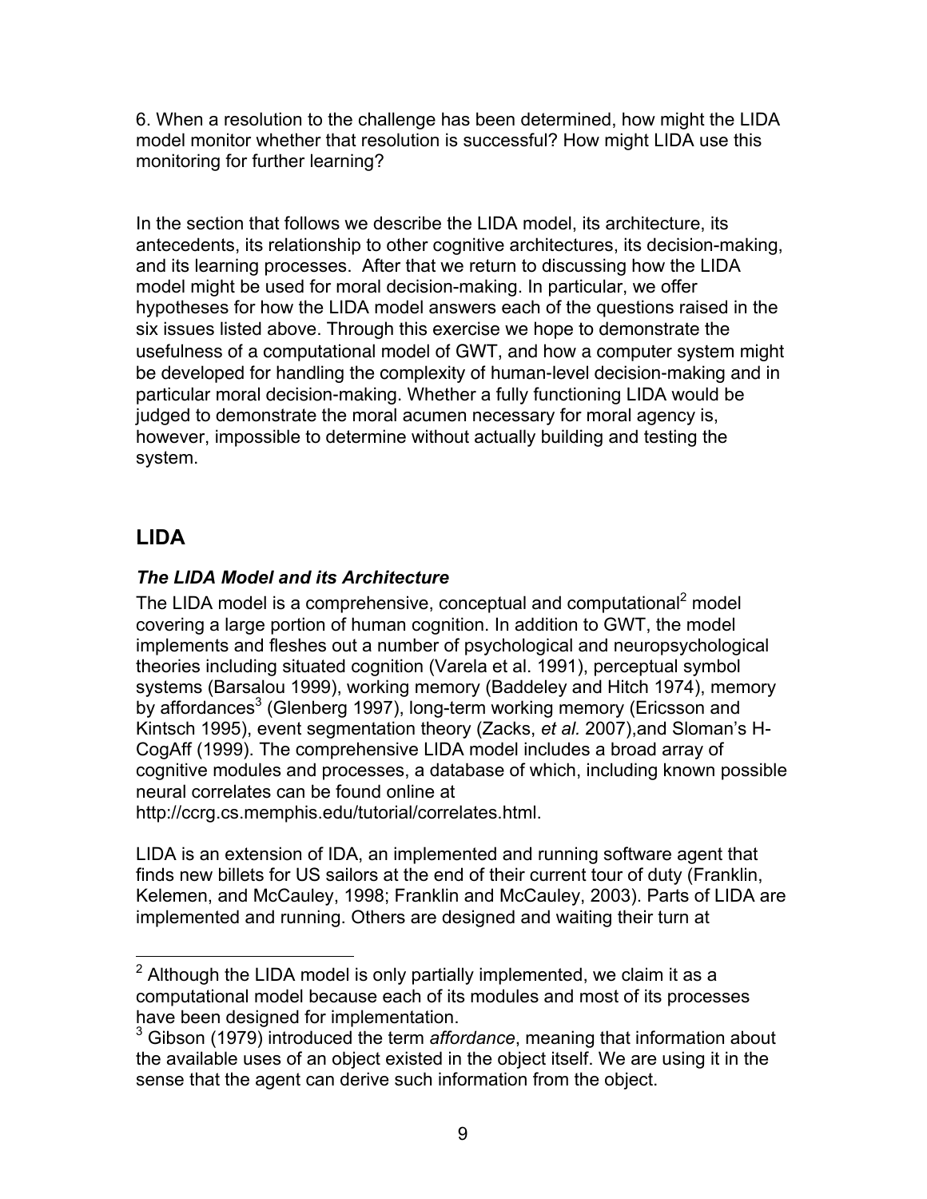6. When a resolution to the challenge has been determined, how might the LIDA model monitor whether that resolution is successful? How might LIDA use this monitoring for further learning?

In the section that follows we describe the LIDA model, its architecture, its antecedents, its relationship to other cognitive architectures, its decision-making, and its learning processes. After that we return to discussing how the LIDA model might be used for moral decision-making. In particular, we offer hypotheses for how the LIDA model answers each of the questions raised in the six issues listed above. Through this exercise we hope to demonstrate the usefulness of a computational model of GWT, and how a computer system might be developed for handling the complexity of human-level decision-making and in particular moral decision-making. Whether a fully functioning LIDA would be judged to demonstrate the moral acumen necessary for moral agency is, however, impossible to determine without actually building and testing the system.

## LIDA

### *The LIDA Model and its Architecture*

The LIDA model is a comprehensive, conceptual and computational[2] model covering a large portion of human cognition. In addition to GWT, the model implements and fleshes out a number of psychological and neuropsychological theories including situated cognition (Varela et al. 1991), perceptual symbol systems (Barsalou 1999), working memory (Baddeley and Hitch 1974), memory by affordances[3] (Glenberg 1997), long-term working memory (Ericsson and Kintsch 1995), event segmentation theory (Zacks, *et al.* 2007),and Sloman's H-CogAff (1999). The comprehensive LIDA model includes a broad array of cognitive modules and processes, a database of which, including known possible neural correlates can be found online at http://ccrg.cs.memphis.edu/tutorial/correlates.html.

LIDA is an extension of IDA, an implemented and running software agent that finds new billets for US sailors at the end of their current tour of duty (Franklin, Kelemen, and McCauley, 1998; Franklin and McCauley, 2003). Parts of LIDA are implemented and running. Others are designed and waiting their turn at

[2] Although the LIDA model is only partially implemented, we claim it as a computational model because each of its modules and most of its processes have been designed for implementation.

[3] Gibson (1979) introduced the term *affordance*, meaning that information about the available uses of an object existed in the object itself. We are using it in the sense that the agent can derive such information from the object.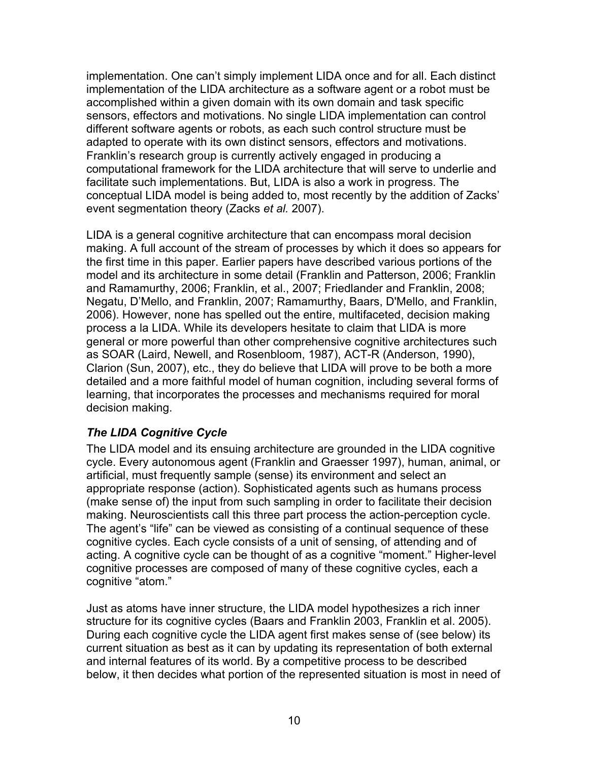implementation. One can't simply implement LIDA once and for all. Each distinct implementation of the LIDA architecture as a software agent or a robot must be accomplished within a given domain with its own domain and task specific sensors, effectors and motivations. No single LIDA implementation can control different software agents or robots, as each such control structure must be adapted to operate with its own distinct sensors, effectors and motivations. Franklin's research group is currently actively engaged in producing a computational framework for the LIDA architecture that will serve to underlie and facilitate such implementations. But, LIDA is also a work in progress. The conceptual LIDA model is being added to, most recently by the addition of Zacks' event segmentation theory (Zacks *et al.* 2007).

LIDA is a general cognitive architecture that can encompass moral decision making. A full account of the stream of processes by which it does so appears for the first time in this paper. Earlier papers have described various portions of the model and its architecture in some detail (Franklin and Patterson, 2006; Franklin and Ramamurthy, 2006; Franklin, et al., 2007; Friedlander and Franklin, 2008; Negatu, D'Mello, and Franklin, 2007; Ramamurthy, Baars, D'Mello, and Franklin, 2006). However, none has spelled out the entire, multifaceted, decision making process a la LIDA. While its developers hesitate to claim that LIDA is more general or more powerful than other comprehensive cognitive architectures such as SOAR (Laird, Newell, and Rosenbloom, 1987), ACT-R (Anderson, 1990), Clarion (Sun, 2007), etc., they do believe that LIDA will prove to be both a more detailed and a more faithful model of human cognition, including several forms of learning, that incorporates the processes and mechanisms required for moral decision making.

### *The LIDA Cognitive Cycle*

The LIDA model and its ensuing architecture are grounded in the LIDA cognitive cycle. Every autonomous agent (Franklin and Graesser 1997), human, animal, or artificial, must frequently sample (sense) its environment and select an appropriate response (action). Sophisticated agents such as humans process (make sense of) the input from such sampling in order to facilitate their decision making. Neuroscientists call this three part process the action-perception cycle. The agent's "life" can be viewed as consisting of a continual sequence of these cognitive cycles. Each cycle consists of a unit of sensing, of attending and of acting. A cognitive cycle can be thought of as a cognitive "moment." Higher-level cognitive processes are composed of many of these cognitive cycles, each a cognitive "atom."

Just as atoms have inner structure, the LIDA model hypothesizes a rich inner structure for its cognitive cycles (Baars and Franklin 2003, Franklin et al. 2005). During each cognitive cycle the LIDA agent first makes sense of (see below) its current situation as best as it can by updating its representation of both external and internal features of its world. By a competitive process to be described below, it then decides what portion of the represented situation is most in need of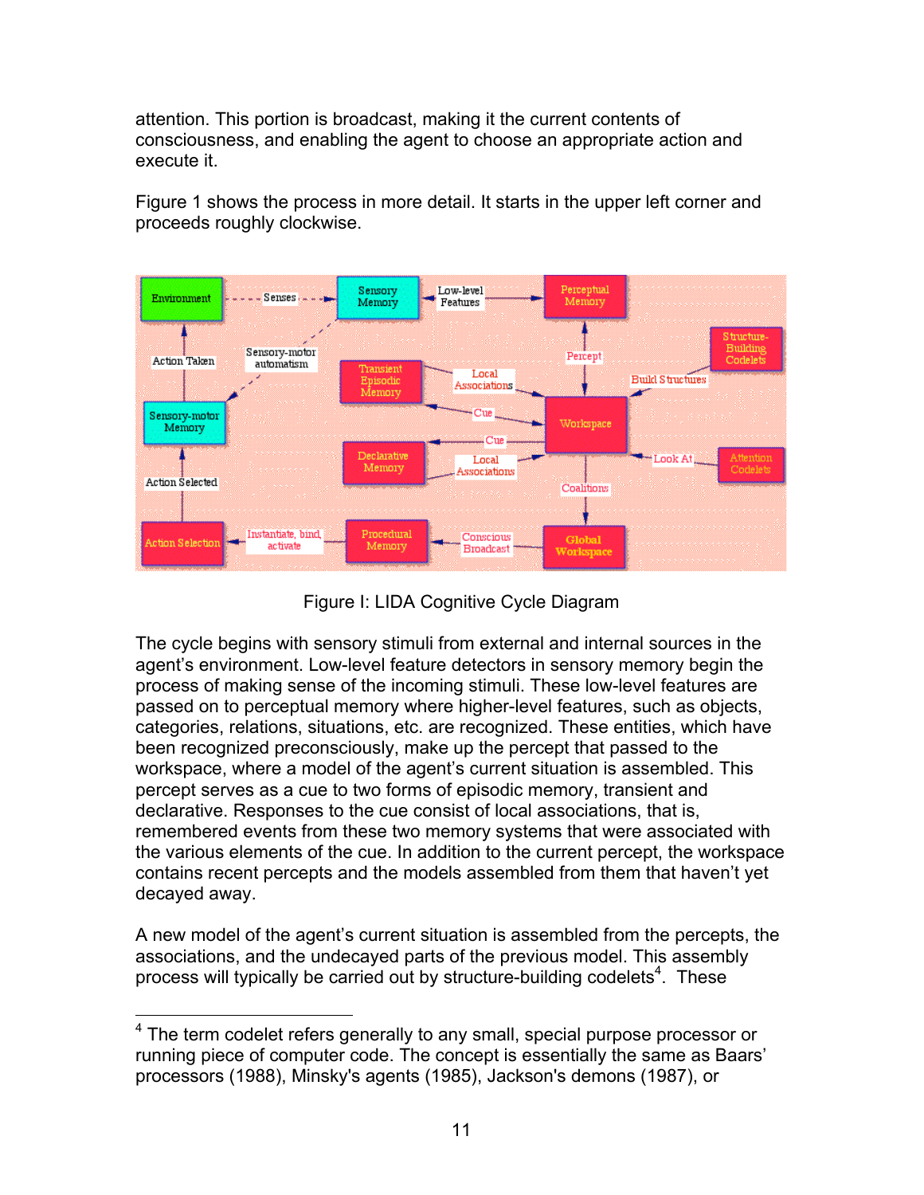attention. This portion is broadcast, making it the current contents of consciousness, and enabling the agent to choose an appropriate action and execute it.

Figure 1 shows the process in more detail. It starts in the upper left corner and proceeds roughly clockwise.

Figure I: LIDA Cognitive Cycle Diagram

The cycle begins with sensory stimuli from external and internal sources in the agent's environment. Low-level feature detectors in sensory memory begin the process of making sense of the incoming stimuli. These low-level features are passed on to perceptual memory where higher-level features, such as objects, categories, relations, situations, etc. are recognized. These entities, which have been recognized preconsciously, make up the percept that passed to the workspace, where a model of the agent's current situation is assembled. This percept serves as a cue to two forms of episodic memory, transient and declarative. Responses to the cue consist of local associations, that is, remembered events from these two memory systems that were associated with the various elements of the cue. In addition to the current percept, the workspace contains recent percepts and the models assembled from them that haven't yet decayed away.

A new model of the agent's current situation is assembled from the percepts, the associations, and the undecayed parts of the previous model. This assembly process will typically be carried out by structure-building codelets[4]. These

---

[4] The term codelet refers generally to any small, special purpose processor or running piece of computer code. The concept is essentially the same as Baars' processors (1988), Minsky's agents (1985), Jackson's demons (1987), or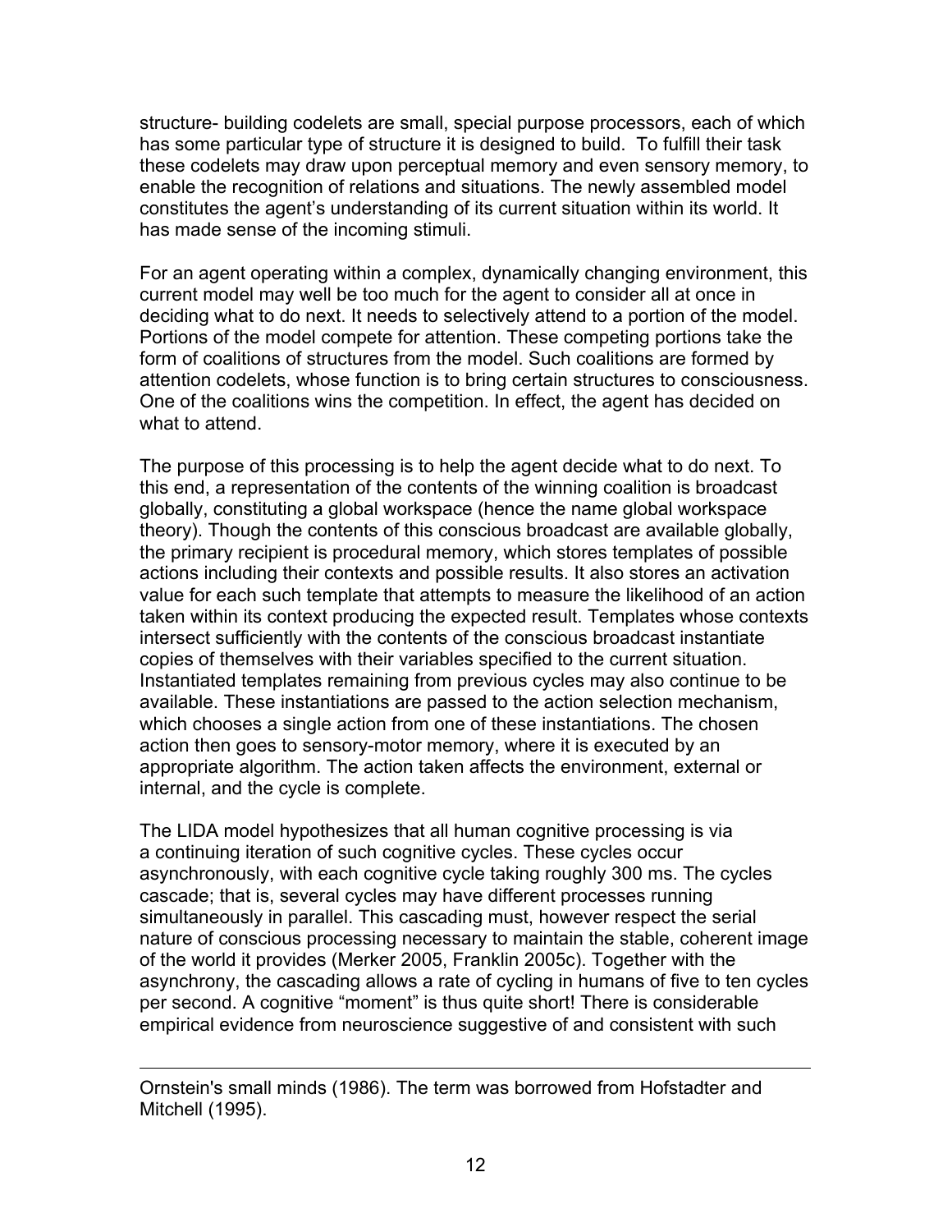structure- building codelets are small, special purpose processors, each of which has some particular type of structure it is designed to build. To fulfill their task these codelets may draw upon perceptual memory and even sensory memory, to enable the recognition of relations and situations. The newly assembled model constitutes the agent's understanding of its current situation within its world. It has made sense of the incoming stimuli.

For an agent operating within a complex, dynamically changing environment, this current model may well be too much for the agent to consider all at once in deciding what to do next. It needs to selectively attend to a portion of the model. Portions of the model compete for attention. These competing portions take the form of coalitions of structures from the model. Such coalitions are formed by attention codelets, whose function is to bring certain structures to consciousness. One of the coalitions wins the competition. In effect, the agent has decided on what to attend.

The purpose of this processing is to help the agent decide what to do next. To this end, a representation of the contents of the winning coalition is broadcast globally, constituting a global workspace (hence the name global workspace theory). Though the contents of this conscious broadcast are available globally, the primary recipient is procedural memory, which stores templates of possible actions including their contexts and possible results. It also stores an activation value for each such template that attempts to measure the likelihood of an action taken within its context producing the expected result. Templates whose contexts intersect sufficiently with the contents of the conscious broadcast instantiate copies of themselves with their variables specified to the current situation. Instantiated templates remaining from previous cycles may also continue to be available. These instantiations are passed to the action selection mechanism, which chooses a single action from one of these instantiations. The chosen action then goes to sensory-motor memory, where it is executed by an appropriate algorithm. The action taken affects the environment, external or internal, and the cycle is complete.

The LIDA model hypothesizes that all human cognitive processing is via a continuing iteration of such cognitive cycles. These cycles occur asynchronously, with each cognitive cycle taking roughly 300 ms. The cycles cascade; that is, several cycles may have different processes running simultaneously in parallel. This cascading must, however respect the serial nature of conscious processing necessary to maintain the stable, coherent image of the world it provides (Merker 2005, Franklin 2005c). Together with the asynchrony, the cascading allows a rate of cycling in humans of five to ten cycles per second. A cognitive "moment" is thus quite short! There is considerable empirical evidence from neuroscience suggestive of and consistent with such

---

Ornstein's small minds (1986). The term was borrowed from Hofstadter and Mitchell (1995).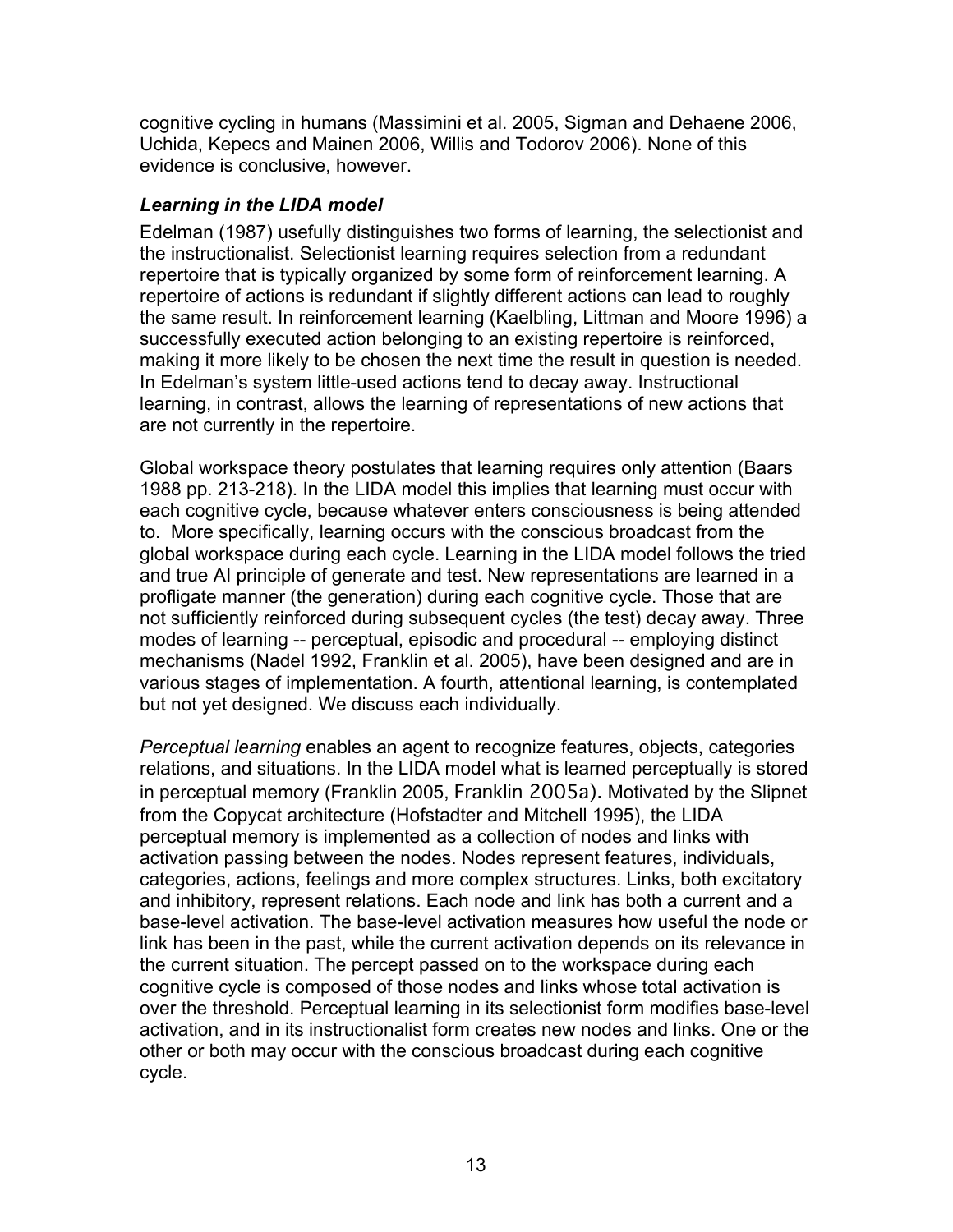cognitive cycling in humans (Massimini et al. 2005, Sigman and Dehaene 2006, Uchida, Kepecs and Mainen 2006, Willis and Todorov 2006). None of this evidence is conclusive, however.

### *Learning in the LIDA model*

Edelman (1987) usefully distinguishes two forms of learning, the selectionist and the instructionalist. Selectionist learning requires selection from a redundant repertoire that is typically organized by some form of reinforcement learning. A repertoire of actions is redundant if slightly different actions can lead to roughly the same result. In reinforcement learning (Kaelbling, Littman and Moore 1996) a successfully executed action belonging to an existing repertoire is reinforced, making it more likely to be chosen the next time the result in question is needed. In Edelman's system little-used actions tend to decay away. Instructional learning, in contrast, allows the learning of representations of new actions that are not currently in the repertoire.

Global workspace theory postulates that learning requires only attention (Baars 1988 pp. 213-218). In the LIDA model this implies that learning must occur with each cognitive cycle, because whatever enters consciousness is being attended to. More specifically, learning occurs with the conscious broadcast from the global workspace during each cycle. Learning in the LIDA model follows the tried and true AI principle of generate and test. New representations are learned in a profligate manner (the generation) during each cognitive cycle. Those that are not sufficiently reinforced during subsequent cycles (the test) decay away. Three modes of learning -- perceptual, episodic and procedural -- employing distinct mechanisms (Nadel 1992, Franklin et al. 2005), have been designed and are in various stages of implementation. A fourth, attentional learning, is contemplated but not yet designed. We discuss each individually.

*Perceptual learning* enables an agent to recognize features, objects, categories relations, and situations. In the LIDA model what is learned perceptually is stored in perceptual memory (Franklin 2005, Franklin 2005a). Motivated by the Slipnet from the Copycat architecture (Hofstadter and Mitchell 1995), the LIDA perceptual memory is implemented as a collection of nodes and links with activation passing between the nodes. Nodes represent features, individuals, categories, actions, feelings and more complex structures. Links, both excitatory and inhibitory, represent relations. Each node and link has both a current and a base-level activation. The base-level activation measures how useful the node or link has been in the past, while the current activation depends on its relevance in the current situation. The percept passed on to the workspace during each cognitive cycle is composed of those nodes and links whose total activation is over the threshold. Perceptual learning in its selectionist form modifies base-level activation, and in its instructionalist form creates new nodes and links. One or the other or both may occur with the conscious broadcast during each cognitive cycle.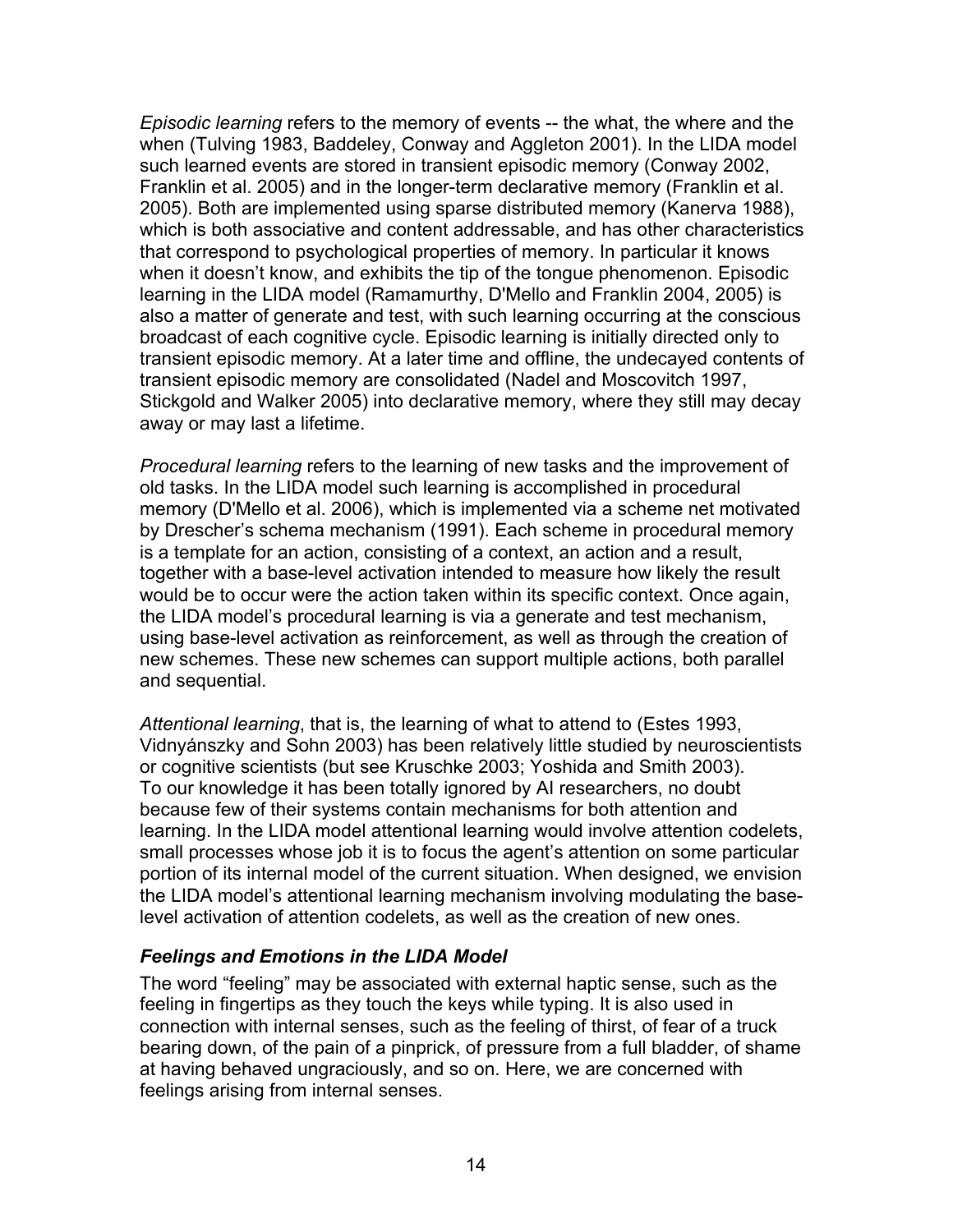*Episodic learning* refers to the memory of events -- the what, the where and the when (Tulving 1983, Baddeley, Conway and Aggleton 2001). In the LIDA model such learned events are stored in transient episodic memory (Conway 2002, Franklin et al. 2005) and in the longer-term declarative memory (Franklin et al. 2005). Both are implemented using sparse distributed memory (Kanerva 1988), which is both associative and content addressable, and has other characteristics that correspond to psychological properties of memory. In particular it knows when it doesn't know, and exhibits the tip of the tongue phenomenon. Episodic learning in the LIDA model (Ramamurthy, D'Mello and Franklin 2004, 2005) is also a matter of generate and test, with such learning occurring at the conscious broadcast of each cognitive cycle. Episodic learning is initially directed only to transient episodic memory. At a later time and offline, the undecayed contents of transient episodic memory are consolidated (Nadel and Moscovitch 1997, Stickgold and Walker 2005) into declarative memory, where they still may decay away or may last a lifetime.

*Procedural learning* refers to the learning of new tasks and the improvement of old tasks. In the LIDA model such learning is accomplished in procedural memory (D'Mello et al. 2006), which is implemented via a scheme net motivated by Drescher's schema mechanism (1991). Each scheme in procedural memory is a template for an action, consisting of a context, an action and a result, together with a base-level activation intended to measure how likely the result would be to occur were the action taken within its specific context. Once again, the LIDA model's procedural learning is via a generate and test mechanism, using base-level activation as reinforcement, as well as through the creation of new schemes. These new schemes can support multiple actions, both parallel and sequential.

*Attentional learning*, that is, the learning of what to attend to (Estes 1993, Vidnyánszky and Sohn 2003) has been relatively little studied by neuroscientists or cognitive scientists (but see Kruschke 2003; Yoshida and Smith 2003). To our knowledge it has been totally ignored by AI researchers, no doubt because few of their systems contain mechanisms for both attention and learning. In the LIDA model attentional learning would involve attention codelets, small processes whose job it is to focus the agent's attention on some particular portion of its internal model of the current situation. When designed, we envision the LIDA model's attentional learning mechanism involving modulating the base-level activation of attention codelets, as well as the creation of new ones.

### *Feelings and Emotions in the LIDA Model*

The word "feeling" may be associated with external haptic sense, such as the feeling in fingertips as they touch the keys while typing. It is also used in connection with internal senses, such as the feeling of thirst, of fear of a truck bearing down, of the pain of a pinprick, of pressure from a full bladder, of shame at having behaved ungraciously, and so on. Here, we are concerned with feelings arising from internal senses.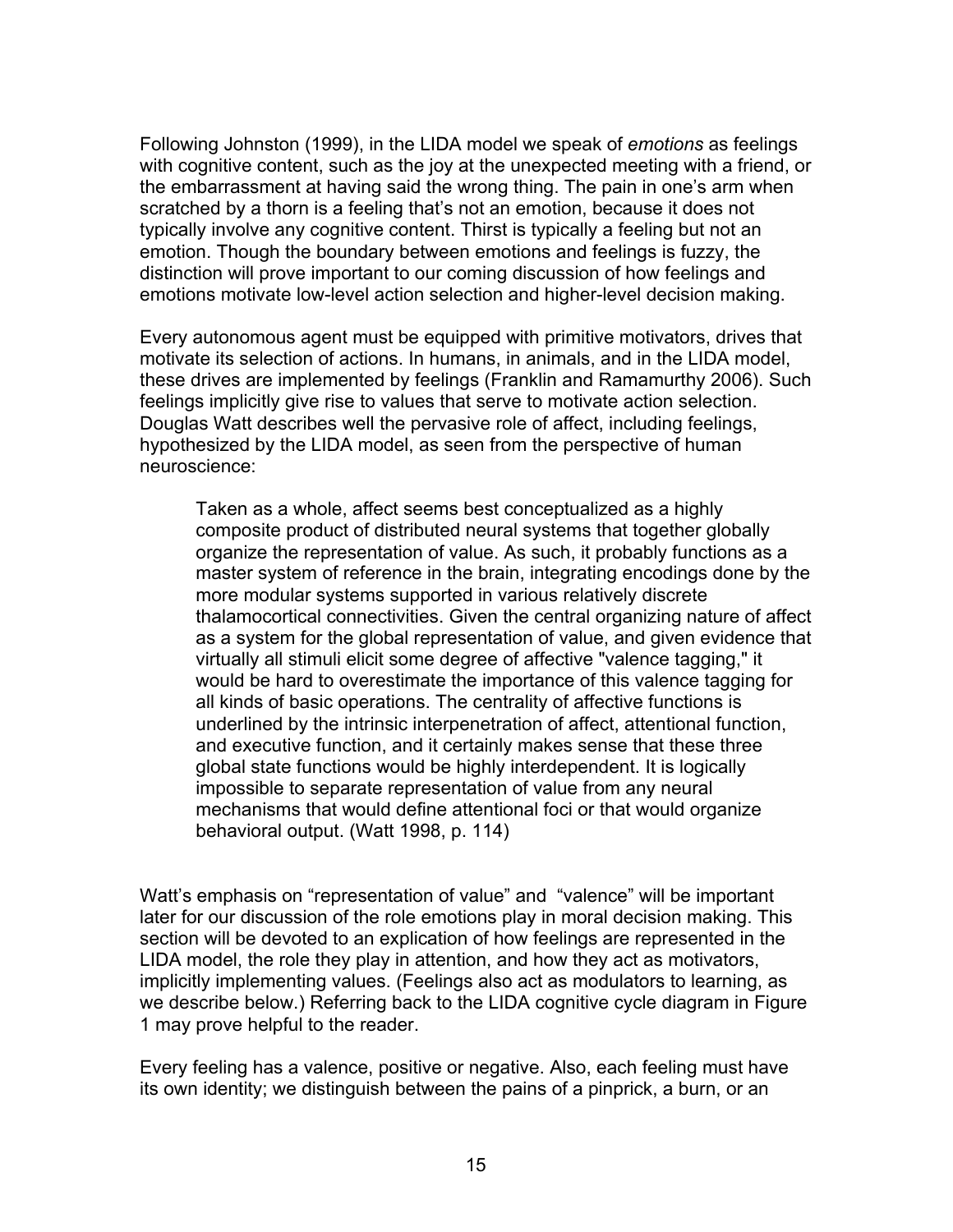Following Johnston (1999), in the LIDA model we speak of *emotions* as feelings with cognitive content, such as the joy at the unexpected meeting with a friend, or the embarrassment at having said the wrong thing. The pain in one's arm when scratched by a thorn is a feeling that's not an emotion, because it does not typically involve any cognitive content. Thirst is typically a feeling but not an emotion. Though the boundary between emotions and feelings is fuzzy, the distinction will prove important to our coming discussion of how feelings and emotions motivate low-level action selection and higher-level decision making.

Every autonomous agent must be equipped with primitive motivators, drives that motivate its selection of actions. In humans, in animals, and in the LIDA model, these drives are implemented by feelings (Franklin and Ramamurthy 2006). Such feelings implicitly give rise to values that serve to motivate action selection. Douglas Watt describes well the pervasive role of affect, including feelings, hypothesized by the LIDA model, as seen from the perspective of human neuroscience:

> Taken as a whole, affect seems best conceptualized as a highly composite product of distributed neural systems that together globally organize the representation of value. As such, it probably functions as a master system of reference in the brain, integrating encodings done by the more modular systems supported in various relatively discrete thalamocortical connectivities. Given the central organizing nature of affect as a system for the global representation of value, and given evidence that virtually all stimuli elicit some degree of affective "valence tagging," it would be hard to overestimate the importance of this valence tagging for all kinds of basic operations. The centrality of affective functions is underlined by the intrinsic interpenetration of affect, attentional function, and executive function, and it certainly makes sense that these three global state functions would be highly interdependent. It is logically impossible to separate representation of value from any neural mechanisms that would define attentional foci or that would organize behavioral output. (Watt 1998, p. 114)

Watt's emphasis on "representation of value" and "valence" will be important later for our discussion of the role emotions play in moral decision making. This section will be devoted to an explication of how feelings are represented in the LIDA model, the role they play in attention, and how they act as motivators, implicitly implementing values. (Feelings also act as modulators to learning, as we describe below.) Referring back to the LIDA cognitive cycle diagram in Figure 1 may prove helpful to the reader.

Every feeling has a valence, positive or negative. Also, each feeling must have its own identity; we distinguish between the pains of a pinprick, a burn, or an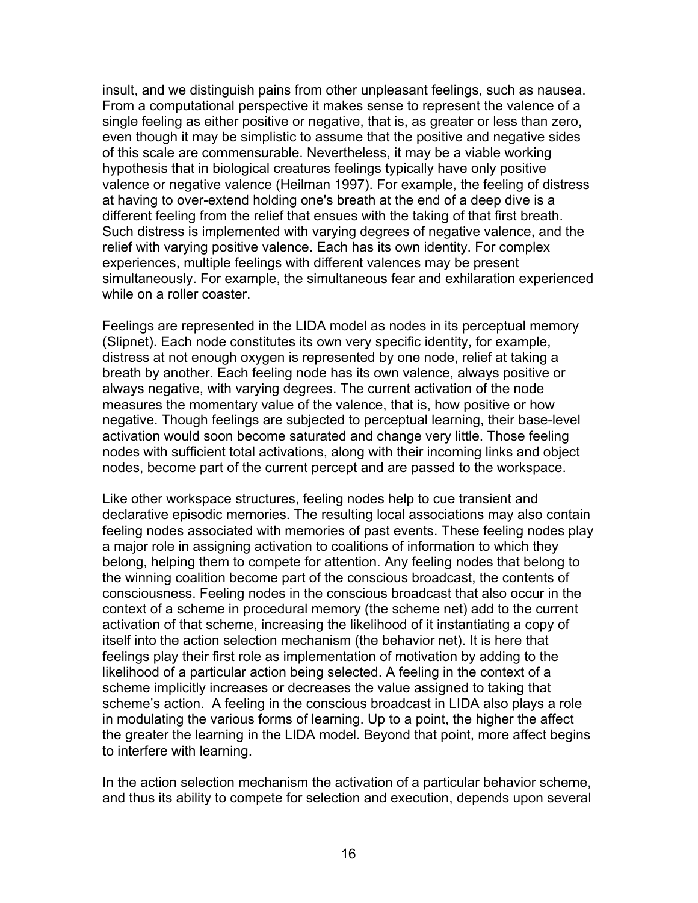insult, and we distinguish pains from other unpleasant feelings, such as nausea. From a computational perspective it makes sense to represent the valence of a single feeling as either positive or negative, that is, as greater or less than zero, even though it may be simplistic to assume that the positive and negative sides of this scale are commensurable. Nevertheless, it may be a viable working hypothesis that in biological creatures feelings typically have only positive valence or negative valence (Heilman 1997). For example, the feeling of distress at having to over-extend holding one's breath at the end of a deep dive is a different feeling from the relief that ensues with the taking of that first breath. Such distress is implemented with varying degrees of negative valence, and the relief with varying positive valence. Each has its own identity. For complex experiences, multiple feelings with different valences may be present simultaneously. For example, the simultaneous fear and exhilaration experienced while on a roller coaster.

Feelings are represented in the LIDA model as nodes in its perceptual memory (Slipnet). Each node constitutes its own very specific identity, for example, distress at not enough oxygen is represented by one node, relief at taking a breath by another. Each feeling node has its own valence, always positive or always negative, with varying degrees. The current activation of the node measures the momentary value of the valence, that is, how positive or how negative. Though feelings are subjected to perceptual learning, their base-level activation would soon become saturated and change very little. Those feeling nodes with sufficient total activations, along with their incoming links and object nodes, become part of the current percept and are passed to the workspace.

Like other workspace structures, feeling nodes help to cue transient and declarative episodic memories. The resulting local associations may also contain feeling nodes associated with memories of past events. These feeling nodes play a major role in assigning activation to coalitions of information to which they belong, helping them to compete for attention. Any feeling nodes that belong to the winning coalition become part of the conscious broadcast, the contents of consciousness. Feeling nodes in the conscious broadcast that also occur in the context of a scheme in procedural memory (the scheme net) add to the current activation of that scheme, increasing the likelihood of it instantiating a copy of itself into the action selection mechanism (the behavior net). It is here that feelings play their first role as implementation of motivation by adding to the likelihood of a particular action being selected. A feeling in the context of a scheme implicitly increases or decreases the value assigned to taking that scheme's action. A feeling in the conscious broadcast in LIDA also plays a role in modulating the various forms of learning. Up to a point, the higher the affect the greater the learning in the LIDA model. Beyond that point, more affect begins to interfere with learning.

In the action selection mechanism the activation of a particular behavior scheme, and thus its ability to compete for selection and execution, depends upon several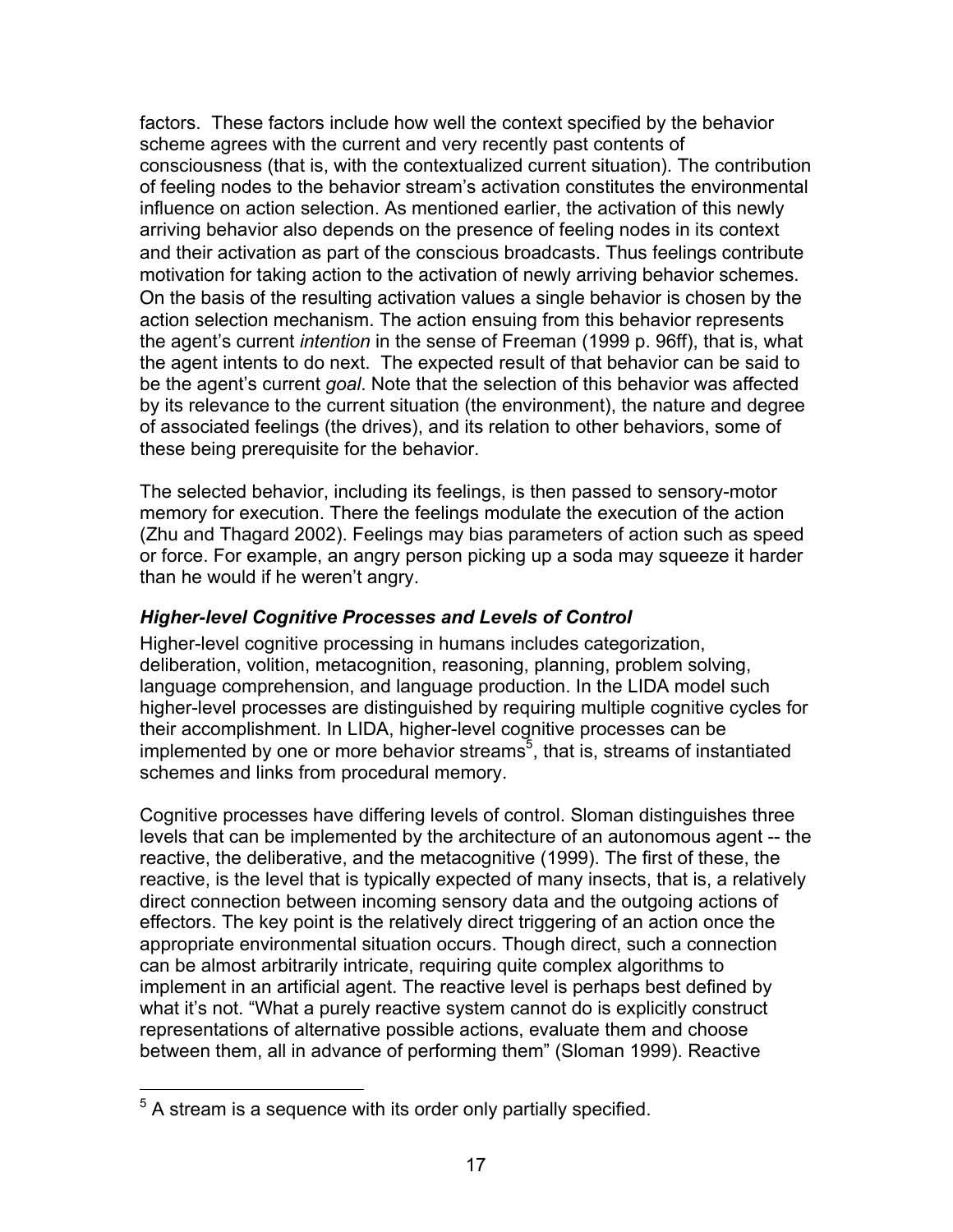factors. These factors include how well the context specified by the behavior scheme agrees with the current and very recently past contents of consciousness (that is, with the contextualized current situation). The contribution of feeling nodes to the behavior stream's activation constitutes the environmental influence on action selection. As mentioned earlier, the activation of this newly arriving behavior also depends on the presence of feeling nodes in its context and their activation as part of the conscious broadcasts. Thus feelings contribute motivation for taking action to the activation of newly arriving behavior schemes. On the basis of the resulting activation values a single behavior is chosen by the action selection mechanism. The action ensuing from this behavior represents the agent's current *intention* in the sense of Freeman (1999 p. 96ff), that is, what the agent intents to do next. The expected result of that behavior can be said to be the agent's current *goal*. Note that the selection of this behavior was affected by its relevance to the current situation (the environment), the nature and degree of associated feelings (the drives), and its relation to other behaviors, some of these being prerequisite for the behavior.

The selected behavior, including its feelings, is then passed to sensory-motor memory for execution. There the feelings modulate the execution of the action (Zhu and Thagard 2002). Feelings may bias parameters of action such as speed or force. For example, an angry person picking up a soda may squeeze it harder than he would if he weren't angry.

### *Higher-level Cognitive Processes and Levels of Control*

Higher-level cognitive processing in humans includes categorization, deliberation, volition, metacognition, reasoning, planning, problem solving, language comprehension, and language production. In the LIDA model such higher-level processes are distinguished by requiring multiple cognitive cycles for their accomplishment. In LIDA, higher-level cognitive processes can be implemented by one or more behavior streams[5], that is, streams of instantiated schemes and links from procedural memory.

Cognitive processes have differing levels of control. Sloman distinguishes three levels that can be implemented by the architecture of an autonomous agent -- the reactive, the deliberative, and the metacognitive (1999). The first of these, the reactive, is the level that is typically expected of many insects, that is, a relatively direct connection between incoming sensory data and the outgoing actions of effectors. The key point is the relatively direct triggering of an action once the appropriate environmental situation occurs. Though direct, such a connection can be almost arbitrarily intricate, requiring quite complex algorithms to implement in an artificial agent. The reactive level is perhaps best defined by what it's not. "What a purely reactive system cannot do is explicitly construct representations of alternative possible actions, evaluate them and choose between them, all in advance of performing them" (Sloman 1999). Reactive

[5] A stream is a sequence with its order only partially specified.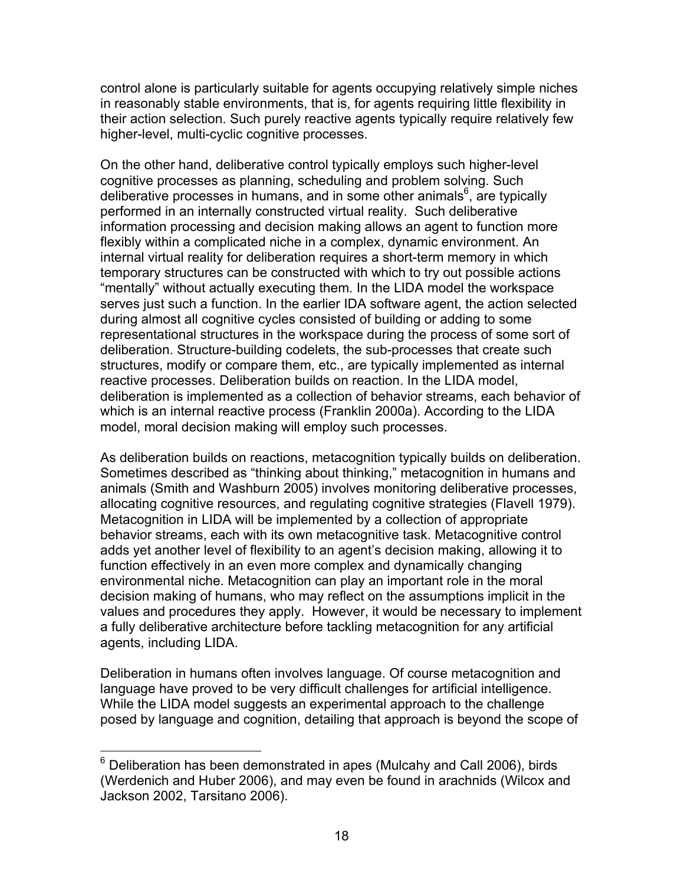control alone is particularly suitable for agents occupying relatively simple niches in reasonably stable environments, that is, for agents requiring little flexibility in their action selection. Such purely reactive agents typically require relatively few higher-level, multi-cyclic cognitive processes.

On the other hand, deliberative control typically employs such higher-level cognitive processes as planning, scheduling and problem solving. Such deliberative processes in humans, and in some other animals[6], are typically performed in an internally constructed virtual reality. Such deliberative information processing and decision making allows an agent to function more flexibly within a complicated niche in a complex, dynamic environment. An internal virtual reality for deliberation requires a short-term memory in which temporary structures can be constructed with which to try out possible actions "mentally" without actually executing them. In the LIDA model the workspace serves just such a function. In the earlier IDA software agent, the action selected during almost all cognitive cycles consisted of building or adding to some representational structures in the workspace during the process of some sort of deliberation. Structure-building codelets, the sub-processes that create such structures, modify or compare them, etc., are typically implemented as internal reactive processes. Deliberation builds on reaction. In the LIDA model, deliberation is implemented as a collection of behavior streams, each behavior of which is an internal reactive process (Franklin 2000a). According to the LIDA model, moral decision making will employ such processes.

As deliberation builds on reactions, metacognition typically builds on deliberation. Sometimes described as "thinking about thinking," metacognition in humans and animals (Smith and Washburn 2005) involves monitoring deliberative processes, allocating cognitive resources, and regulating cognitive strategies (Flavell 1979). Metacognition in LIDA will be implemented by a collection of appropriate behavior streams, each with its own metacognitive task. Metacognitive control adds yet another level of flexibility to an agent's decision making, allowing it to function effectively in an even more complex and dynamically changing environmental niche. Metacognition can play an important role in the moral decision making of humans, who may reflect on the assumptions implicit in the values and procedures they apply. However, it would be necessary to implement a fully deliberative architecture before tackling metacognition for any artificial agents, including LIDA.

Deliberation in humans often involves language. Of course metacognition and language have proved to be very difficult challenges for artificial intelligence. While the LIDA model suggests an experimental approach to the challenge posed by language and cognition, detailing that approach is beyond the scope of

---

[6] Deliberation has been demonstrated in apes (Mulcahy and Call 2006), birds (Werdenich and Huber 2006), and may even be found in arachnids (Wilcox and Jackson 2002, Tarsitano 2006).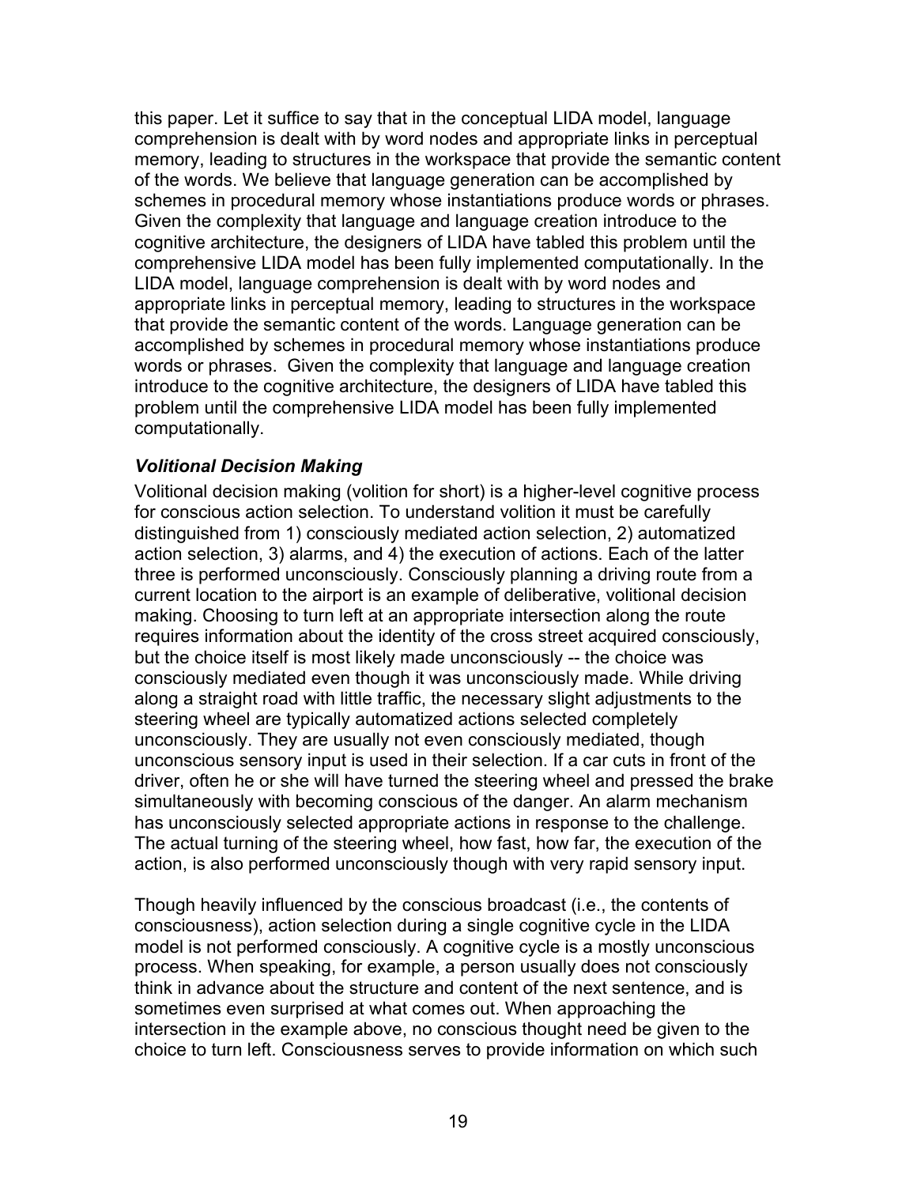this paper. Let it suffice to say that in the conceptual LIDA model, language comprehension is dealt with by word nodes and appropriate links in perceptual memory, leading to structures in the workspace that provide the semantic content of the words. We believe that language generation can be accomplished by schemes in procedural memory whose instantiations produce words or phrases. Given the complexity that language and language creation introduce to the cognitive architecture, the designers of LIDA have tabled this problem until the comprehensive LIDA model has been fully implemented computationally. In the LIDA model, language comprehension is dealt with by word nodes and appropriate links in perceptual memory, leading to structures in the workspace that provide the semantic content of the words. Language generation can be accomplished by schemes in procedural memory whose instantiations produce words or phrases. Given the complexity that language and language creation introduce to the cognitive architecture, the designers of LIDA have tabled this problem until the comprehensive LIDA model has been fully implemented computationally.

### *Volitional Decision Making*

Volitional decision making (volition for short) is a higher-level cognitive process for conscious action selection. To understand volition it must be carefully distinguished from 1) consciously mediated action selection, 2) automatized action selection, 3) alarms, and 4) the execution of actions. Each of the latter three is performed unconsciously. Consciously planning a driving route from a current location to the airport is an example of deliberative, volitional decision making. Choosing to turn left at an appropriate intersection along the route requires information about the identity of the cross street acquired consciously, but the choice itself is most likely made unconsciously -- the choice was consciously mediated even though it was unconsciously made. While driving along a straight road with little traffic, the necessary slight adjustments to the steering wheel are typically automatized actions selected completely unconsciously. They are usually not even consciously mediated, though unconscious sensory input is used in their selection. If a car cuts in front of the driver, often he or she will have turned the steering wheel and pressed the brake simultaneously with becoming conscious of the danger. An alarm mechanism has unconsciously selected appropriate actions in response to the challenge. The actual turning of the steering wheel, how fast, how far, the execution of the action, is also performed unconsciously though with very rapid sensory input.

Though heavily influenced by the conscious broadcast (i.e., the contents of consciousness), action selection during a single cognitive cycle in the LIDA model is not performed consciously. A cognitive cycle is a mostly unconscious process. When speaking, for example, a person usually does not consciously think in advance about the structure and content of the next sentence, and is sometimes even surprised at what comes out. When approaching the intersection in the example above, no conscious thought need be given to the choice to turn left. Consciousness serves to provide information on which such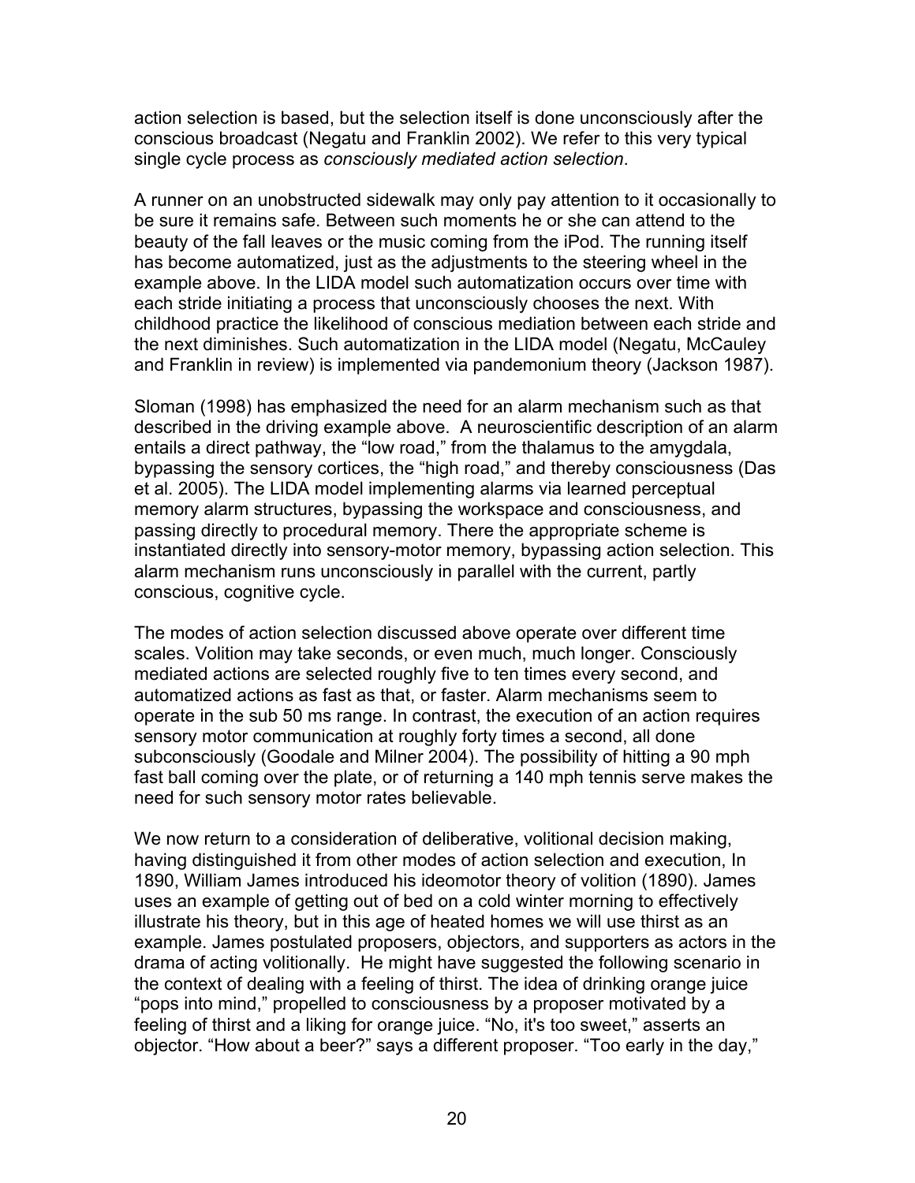action selection is based, but the selection itself is done unconsciously after the conscious broadcast (Negatu and Franklin 2002). We refer to this very typical single cycle process as *consciously mediated action selection*.

A runner on an unobstructed sidewalk may only pay attention to it occasionally to be sure it remains safe. Between such moments he or she can attend to the beauty of the fall leaves or the music coming from the iPod. The running itself has become automatized, just as the adjustments to the steering wheel in the example above. In the LIDA model such automatization occurs over time with each stride initiating a process that unconsciously chooses the next. With childhood practice the likelihood of conscious mediation between each stride and the next diminishes. Such automatization in the LIDA model (Negatu, McCauley and Franklin in review) is implemented via pandemonium theory (Jackson 1987).

Sloman (1998) has emphasized the need for an alarm mechanism such as that described in the driving example above. A neuroscientific description of an alarm entails a direct pathway, the "low road," from the thalamus to the amygdala, bypassing the sensory cortices, the "high road," and thereby consciousness (Das et al. 2005). The LIDA model implementing alarms via learned perceptual memory alarm structures, bypassing the workspace and consciousness, and passing directly to procedural memory. There the appropriate scheme is instantiated directly into sensory-motor memory, bypassing action selection. This alarm mechanism runs unconsciously in parallel with the current, partly conscious, cognitive cycle.

The modes of action selection discussed above operate over different time scales. Volition may take seconds, or even much, much longer. Consciously mediated actions are selected roughly five to ten times every second, and automatized actions as fast as that, or faster. Alarm mechanisms seem to operate in the sub 50 ms range. In contrast, the execution of an action requires sensory motor communication at roughly forty times a second, all done subconsciously (Goodale and Milner 2004). The possibility of hitting a 90 mph fast ball coming over the plate, or of returning a 140 mph tennis serve makes the need for such sensory motor rates believable.

We now return to a consideration of deliberative, volitional decision making, having distinguished it from other modes of action selection and execution, In 1890, William James introduced his ideomotor theory of volition (1890). James uses an example of getting out of bed on a cold winter morning to effectively illustrate his theory, but in this age of heated homes we will use thirst as an example. James postulated proposers, objectors, and supporters as actors in the drama of acting volitionally. He might have suggested the following scenario in the context of dealing with a feeling of thirst. The idea of drinking orange juice "pops into mind," propelled to consciousness by a proposer motivated by a feeling of thirst and a liking for orange juice. "No, it's too sweet," asserts an objector. "How about a beer?" says a different proposer. "Too early in the day,"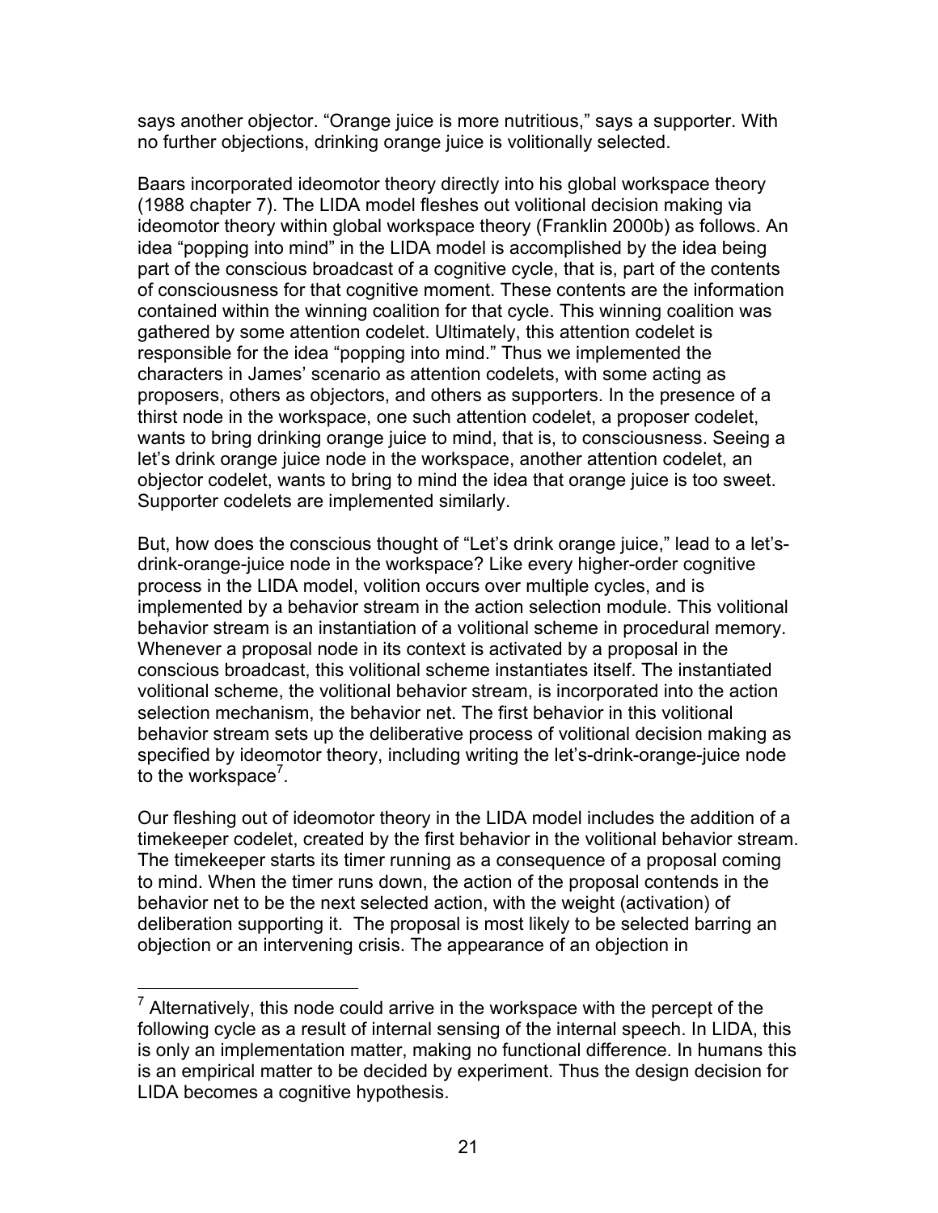says another objector. “Orange juice is more nutritious,” says a supporter. With no further objections, drinking orange juice is volitionally selected.

Baars incorporated ideomotor theory directly into his global workspace theory (1988 chapter 7). The LIDA model fleshes out volitional decision making via ideomotor theory within global workspace theory (Franklin 2000b) as follows. An idea “popping into mind” in the LIDA model is accomplished by the idea being part of the conscious broadcast of a cognitive cycle, that is, part of the contents of consciousness for that cognitive moment. These contents are the information contained within the winning coalition for that cycle. This winning coalition was gathered by some attention codelet. Ultimately, this attention codelet is responsible for the idea “popping into mind.” Thus we implemented the characters in James' scenario as attention codelets, with some acting as proposers, others as objectors, and others as supporters. In the presence of a thirst node in the workspace, one such attention codelet, a proposer codelet, wants to bring drinking orange juice to mind, that is, to consciousness. Seeing a let's drink orange juice node in the workspace, another attention codelet, an objector codelet, wants to bring to mind the idea that orange juice is too sweet. Supporter codelets are implemented similarly.

But, how does the conscious thought of “Let's drink orange juice,” lead to a let's-drink-orange-juice node in the workspace? Like every higher-order cognitive process in the LIDA model, volition occurs over multiple cycles, and is implemented by a behavior stream in the action selection module. This volitional behavior stream is an instantiation of a volitional scheme in procedural memory. Whenever a proposal node in its context is activated by a proposal in the conscious broadcast, this volitional scheme instantiates itself. The instantiated volitional scheme, the volitional behavior stream, is incorporated into the action selection mechanism, the behavior net. The first behavior in this volitional behavior stream sets up the deliberative process of volitional decision making as specified by ideomotor theory, including writing the let's-drink-orange-juice node to the workspace[7].

Our fleshing out of ideomotor theory in the LIDA model includes the addition of a timekeeper codelet, created by the first behavior in the volitional behavior stream. The timekeeper starts its timer running as a consequence of a proposal coming to mind. When the timer runs down, the action of the proposal contends in the behavior net to be the next selected action, with the weight (activation) of deliberation supporting it. The proposal is most likely to be selected barring an objection or an intervening crisis. The appearance of an objection in

[7] Alternatively, this node could arrive in the workspace with the percept of the following cycle as a result of internal sensing of the internal speech. In LIDA, this is only an implementation matter, making no functional difference. In humans this is an empirical matter to be decided by experiment. Thus the design decision for LIDA becomes a cognitive hypothesis.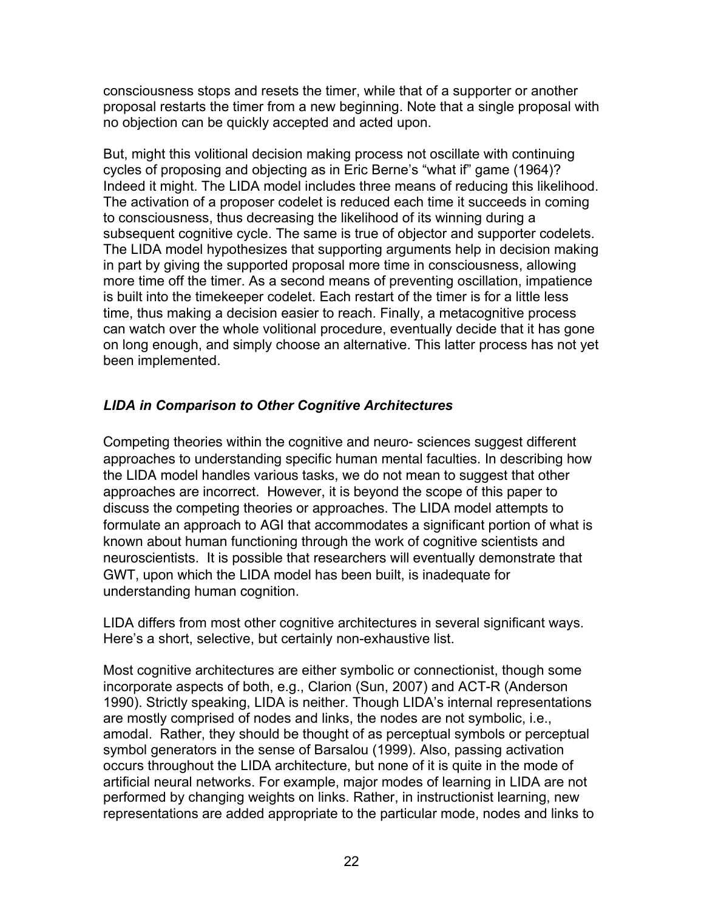consciousness stops and resets the timer, while that of a supporter or another proposal restarts the timer from a new beginning. Note that a single proposal with no objection can be quickly accepted and acted upon.

But, might this volitional decision making process not oscillate with continuing cycles of proposing and objecting as in Eric Berne's "what if" game (1964)? Indeed it might. The LIDA model includes three means of reducing this likelihood. The activation of a proposer codelet is reduced each time it succeeds in coming to consciousness, thus decreasing the likelihood of its winning during a subsequent cognitive cycle. The same is true of objector and supporter codelets. The LIDA model hypothesizes that supporting arguments help in decision making in part by giving the supported proposal more time in consciousness, allowing more time off the timer. As a second means of preventing oscillation, impatience is built into the timekeeper codelet. Each restart of the timer is for a little less time, thus making a decision easier to reach. Finally, a metacognitive process can watch over the whole volitional procedure, eventually decide that it has gone on long enough, and simply choose an alternative. This latter process has not yet been implemented.

### *LIDA in Comparison to Other Cognitive Architectures*

Competing theories within the cognitive and neuro- sciences suggest different approaches to understanding specific human mental faculties. In describing how the LIDA model handles various tasks, we do not mean to suggest that other approaches are incorrect. However, it is beyond the scope of this paper to discuss the competing theories or approaches. The LIDA model attempts to formulate an approach to AGI that accommodates a significant portion of what is known about human functioning through the work of cognitive scientists and neuroscientists. It is possible that researchers will eventually demonstrate that GWT, upon which the LIDA model has been built, is inadequate for understanding human cognition.

LIDA differs from most other cognitive architectures in several significant ways. Here's a short, selective, but certainly non-exhaustive list.

Most cognitive architectures are either symbolic or connectionist, though some incorporate aspects of both, e.g., Clarion (Sun, 2007) and ACT-R (Anderson 1990). Strictly speaking, LIDA is neither. Though LIDA's internal representations are mostly comprised of nodes and links, the nodes are not symbolic, i.e., amodal. Rather, they should be thought of as perceptual symbols or perceptual symbol generators in the sense of Barsalou (1999). Also, passing activation occurs throughout the LIDA architecture, but none of it is quite in the mode of artificial neural networks. For example, major modes of learning in LIDA are not performed by changing weights on links. Rather, in instructionist learning, new representations are added appropriate to the particular mode, nodes and links to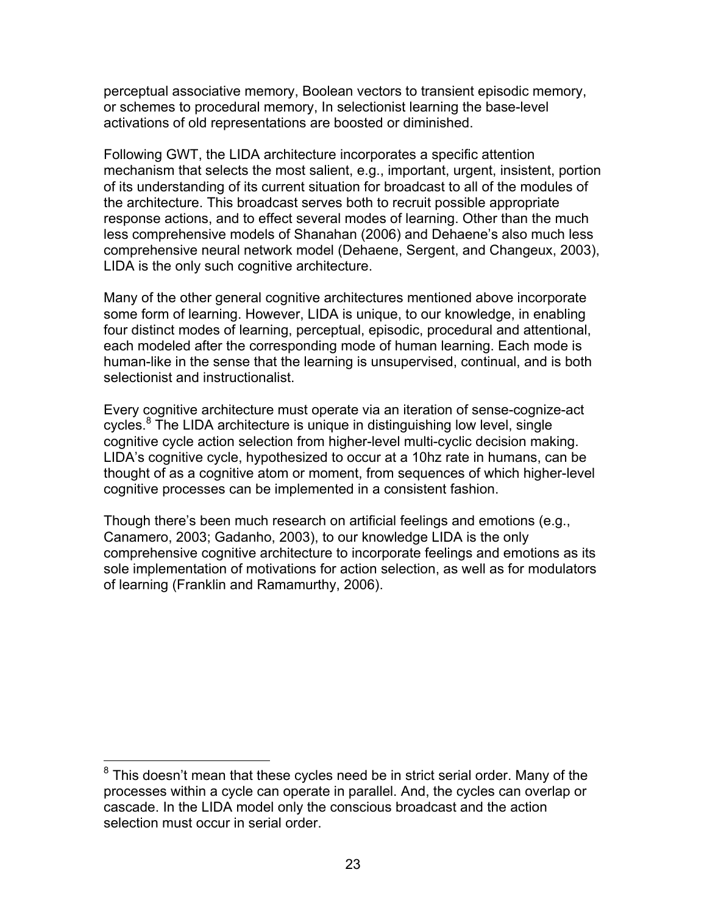perceptual associative memory, Boolean vectors to transient episodic memory, or schemes to procedural memory, In selectionist learning the base-level activations of old representations are boosted or diminished.

Following GWT, the LIDA architecture incorporates a specific attention mechanism that selects the most salient, e.g., important, urgent, insistent, portion of its understanding of its current situation for broadcast to all of the modules of the architecture. This broadcast serves both to recruit possible appropriate response actions, and to effect several modes of learning. Other than the much less comprehensive models of Shanahan (2006) and Dehaene's also much less comprehensive neural network model (Dehaene, Sergent, and Changeux, 2003), LIDA is the only such cognitive architecture.

Many of the other general cognitive architectures mentioned above incorporate some form of learning. However, LIDA is unique, to our knowledge, in enabling four distinct modes of learning, perceptual, episodic, procedural and attentional, each modeled after the corresponding mode of human learning. Each mode is human-like in the sense that the learning is unsupervised, continual, and is both selectionist and instructionalist.

Every cognitive architecture must operate via an iteration of sense-cognize-act cycles.[8] The LIDA architecture is unique in distinguishing low level, single cognitive cycle action selection from higher-level multi-cyclic decision making. LIDA's cognitive cycle, hypothesized to occur at a 10hz rate in humans, can be thought of as a cognitive atom or moment, from sequences of which higher-level cognitive processes can be implemented in a consistent fashion.

Though there's been much research on artificial feelings and emotions (e.g., Canamero, 2003; Gadanho, 2003), to our knowledge LIDA is the only comprehensive cognitive architecture to incorporate feelings and emotions as its sole implementation of motivations for action selection, as well as for modulators of learning (Franklin and Ramamurthy, 2006).

---

[8] This doesn't mean that these cycles need be in strict serial order. Many of the processes within a cycle can operate in parallel. And, the cycles can overlap or cascade. In the LIDA model only the conscious broadcast and the action selection must occur in serial order.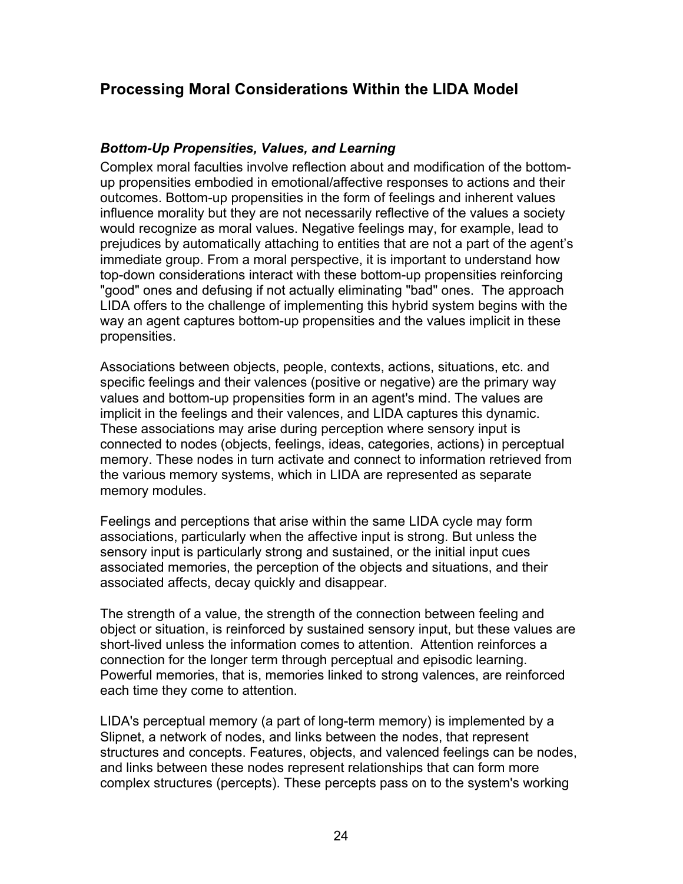## Processing Moral Considerations Within the LIDA Model

### *Bottom-Up Propensities, Values, and Learning*

Complex moral faculties involve reflection about and modification of the bottom-up propensities embodied in emotional/affective responses to actions and their outcomes. Bottom-up propensities in the form of feelings and inherent values influence morality but they are not necessarily reflective of the values a society would recognize as moral values. Negative feelings may, for example, lead to prejudices by automatically attaching to entities that are not a part of the agent's immediate group. From a moral perspective, it is important to understand how top-down considerations interact with these bottom-up propensities reinforcing "good" ones and defusing if not actually eliminating "bad" ones. The approach LIDA offers to the challenge of implementing this hybrid system begins with the way an agent captures bottom-up propensities and the values implicit in these propensities.

Associations between objects, people, contexts, actions, situations, etc. and specific feelings and their valences (positive or negative) are the primary way values and bottom-up propensities form in an agent's mind. The values are implicit in the feelings and their valences, and LIDA captures this dynamic. These associations may arise during perception where sensory input is connected to nodes (objects, feelings, ideas, categories, actions) in perceptual memory. These nodes in turn activate and connect to information retrieved from the various memory systems, which in LIDA are represented as separate memory modules.

Feelings and perceptions that arise within the same LIDA cycle may form associations, particularly when the affective input is strong. But unless the sensory input is particularly strong and sustained, or the initial input cues associated memories, the perception of the objects and situations, and their associated affects, decay quickly and disappear.

The strength of a value, the strength of the connection between feeling and object or situation, is reinforced by sustained sensory input, but these values are short-lived unless the information comes to attention. Attention reinforces a connection for the longer term through perceptual and episodic learning. Powerful memories, that is, memories linked to strong valences, are reinforced each time they come to attention.

LIDA's perceptual memory (a part of long-term memory) is implemented by a Slipnet, a network of nodes, and links between the nodes, that represent structures and concepts. Features, objects, and valenced feelings can be nodes, and links between these nodes represent relationships that can form more complex structures (percepts). These percepts pass on to the system's working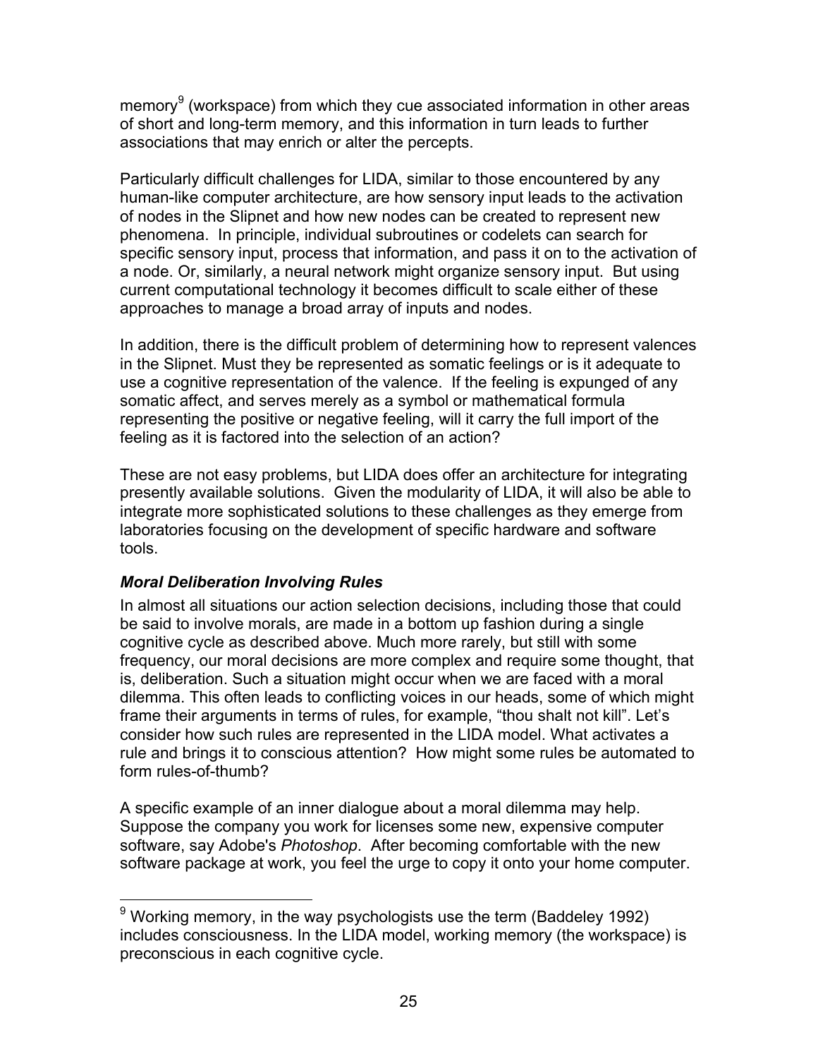memory[9] (workspace) from which they cue associated information in other areas of short and long-term memory, and this information in turn leads to further associations that may enrich or alter the percepts.

Particularly difficult challenges for LIDA, similar to those encountered by any human-like computer architecture, are how sensory input leads to the activation of nodes in the Slipnet and how new nodes can be created to represent new phenomena. In principle, individual subroutines or codelets can search for specific sensory input, process that information, and pass it on to the activation of a node. Or, similarly, a neural network might organize sensory input. But using current computational technology it becomes difficult to scale either of these approaches to manage a broad array of inputs and nodes.

In addition, there is the difficult problem of determining how to represent valences in the Slipnet. Must they be represented as somatic feelings or is it adequate to use a cognitive representation of the valence. If the feeling is expunged of any somatic affect, and serves merely as a symbol or mathematical formula representing the positive or negative feeling, will it carry the full import of the feeling as it is factored into the selection of an action?

These are not easy problems, but LIDA does offer an architecture for integrating presently available solutions. Given the modularity of LIDA, it will also be able to integrate more sophisticated solutions to these challenges as they emerge from laboratories focusing on the development of specific hardware and software tools.

### *Moral Deliberation Involving Rules*

In almost all situations our action selection decisions, including those that could be said to involve morals, are made in a bottom up fashion during a single cognitive cycle as described above. Much more rarely, but still with some frequency, our moral decisions are more complex and require some thought, that is, deliberation. Such a situation might occur when we are faced with a moral dilemma. This often leads to conflicting voices in our heads, some of which might frame their arguments in terms of rules, for example, "thou shalt not kill". Let's consider how such rules are represented in the LIDA model. What activates a rule and brings it to conscious attention? How might some rules be automated to form rules-of-thumb?

A specific example of an inner dialogue about a moral dilemma may help. Suppose the company you work for licenses some new, expensive computer software, say Adobe's *Photoshop*. After becoming comfortable with the new software package at work, you feel the urge to copy it onto your home computer.

---

[9] Working memory, in the way psychologists use the term (Baddeley 1992) includes consciousness. In the LIDA model, working memory (the workspace) is preconscious in each cognitive cycle.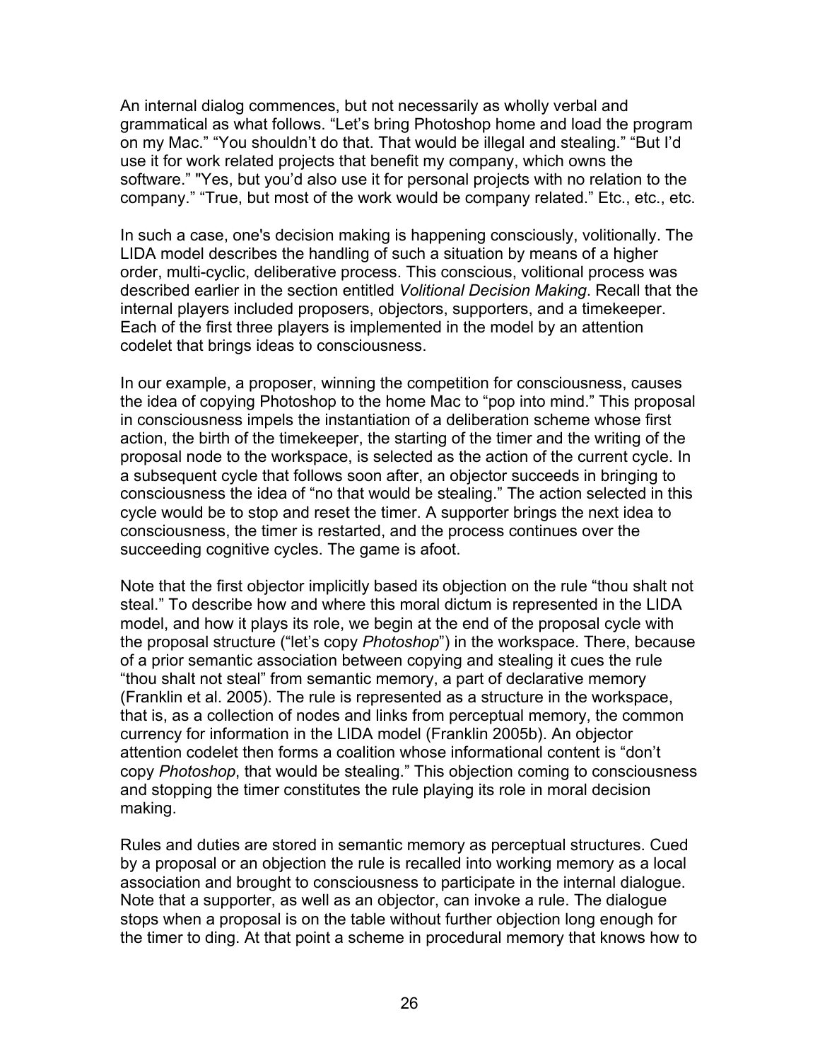An internal dialog commences, but not necessarily as wholly verbal and grammatical as what follows. “Let’s bring Photoshop home and load the program on my Mac.” “You shouldn’t do that. That would be illegal and stealing.” “But I’d use it for work related projects that benefit my company, which owns the software.” "Yes, but you’d also use it for personal projects with no relation to the company.” “True, but most of the work would be company related.” Etc., etc., etc.

In such a case, one's decision making is happening consciously, volitionally. The LIDA model describes the handling of such a situation by means of a higher order, multi-cyclic, deliberative process. This conscious, volitional process was described earlier in the section entitled *Volitional Decision Making*. Recall that the internal players included proposers, objectors, supporters, and a timekeeper. Each of the first three players is implemented in the model by an attention codelet that brings ideas to consciousness.

In our example, a proposer, winning the competition for consciousness, causes the idea of copying Photoshop to the home Mac to “pop into mind.” This proposal in consciousness impels the instantiation of a deliberation scheme whose first action, the birth of the timekeeper, the starting of the timer and the writing of the proposal node to the workspace, is selected as the action of the current cycle. In a subsequent cycle that follows soon after, an objector succeeds in bringing to consciousness the idea of “no that would be stealing.” The action selected in this cycle would be to stop and reset the timer. A supporter brings the next idea to consciousness, the timer is restarted, and the process continues over the succeeding cognitive cycles. The game is afoot.

Note that the first objector implicitly based its objection on the rule “thou shalt not steal.” To describe how and where this moral dictum is represented in the LIDA model, and how it plays its role, we begin at the end of the proposal cycle with the proposal structure (“let’s copy *Photoshop*”) in the workspace. There, because of a prior semantic association between copying and stealing it cues the rule “thou shalt not steal” from semantic memory, a part of declarative memory (Franklin et al. 2005). The rule is represented as a structure in the workspace, that is, as a collection of nodes and links from perceptual memory, the common currency for information in the LIDA model (Franklin 2005b). An objector attention codelet then forms a coalition whose informational content is “don’t copy *Photoshop*, that would be stealing.” This objection coming to consciousness and stopping the timer constitutes the rule playing its role in moral decision making.

Rules and duties are stored in semantic memory as perceptual structures. Cued by a proposal or an objection the rule is recalled into working memory as a local association and brought to consciousness to participate in the internal dialogue. Note that a supporter, as well as an objector, can invoke a rule. The dialogue stops when a proposal is on the table without further objection long enough for the timer to ding. At that point a scheme in procedural memory that knows how to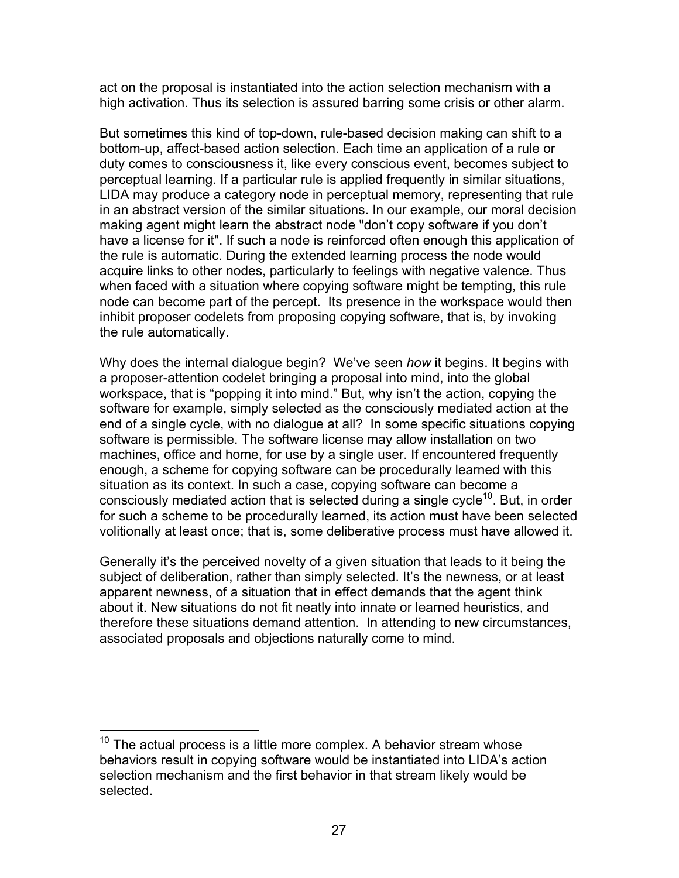act on the proposal is instantiated into the action selection mechanism with a high activation. Thus its selection is assured barring some crisis or other alarm.

But sometimes this kind of top-down, rule-based decision making can shift to a bottom-up, affect-based action selection. Each time an application of a rule or duty comes to consciousness it, like every conscious event, becomes subject to perceptual learning. If a particular rule is applied frequently in similar situations, LIDA may produce a category node in perceptual memory, representing that rule in an abstract version of the similar situations. In our example, our moral decision making agent might learn the abstract node "don't copy software if you don't have a license for it". If such a node is reinforced often enough this application of the rule is automatic. During the extended learning process the node would acquire links to other nodes, particularly to feelings with negative valence. Thus when faced with a situation where copying software might be tempting, this rule node can become part of the percept. Its presence in the workspace would then inhibit proposer codelets from proposing copying software, that is, by invoking the rule automatically.

Why does the internal dialogue begin? We've seen *how* it begins. It begins with a proposer-attention codelet bringing a proposal into mind, into the global workspace, that is "popping it into mind." But, why isn't the action, copying the software for example, simply selected as the consciously mediated action at the end of a single cycle, with no dialogue at all? In some specific situations copying software is permissible. The software license may allow installation on two machines, office and home, for use by a single user. If encountered frequently enough, a scheme for copying software can be procedurally learned with this situation as its context. In such a case, copying software can become a consciously mediated action that is selected during a single cycle[10]. But, in order for such a scheme to be procedurally learned, its action must have been selected volitionally at least once; that is, some deliberative process must have allowed it.

Generally it's the perceived novelty of a given situation that leads to it being the subject of deliberation, rather than simply selected. It's the newness, or at least apparent newness, of a situation that in effect demands that the agent think about it. New situations do not fit neatly into innate or learned heuristics, and therefore these situations demand attention. In attending to new circumstances, associated proposals and objections naturally come to mind.

---

[10] The actual process is a little more complex. A behavior stream whose behaviors result in copying software would be instantiated into LIDA's action selection mechanism and the first behavior in that stream likely would be selected.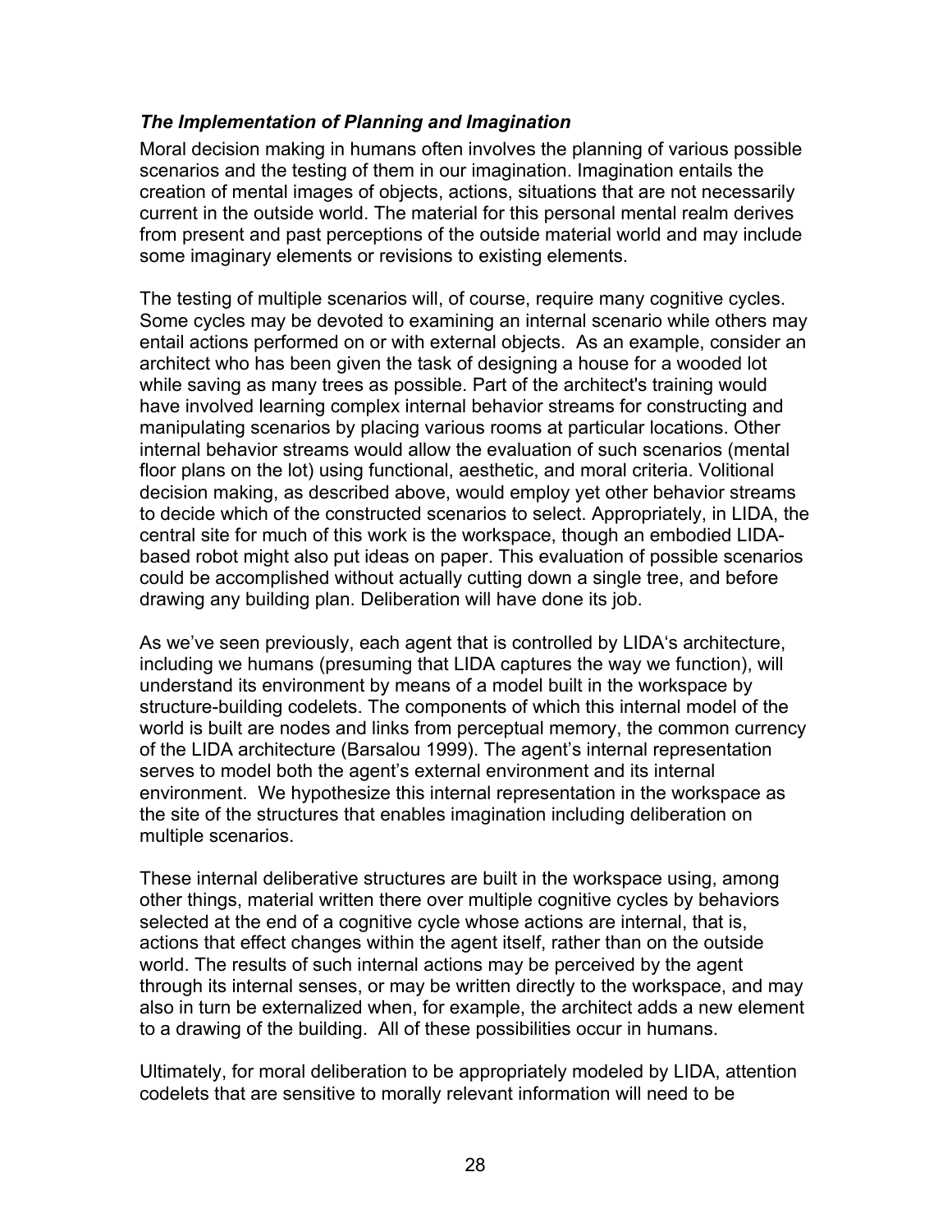### *The Implementation of Planning and Imagination*

Moral decision making in humans often involves the planning of various possible scenarios and the testing of them in our imagination. Imagination entails the creation of mental images of objects, actions, situations that are not necessarily current in the outside world. The material for this personal mental realm derives from present and past perceptions of the outside material world and may include some imaginary elements or revisions to existing elements.

The testing of multiple scenarios will, of course, require many cognitive cycles. Some cycles may be devoted to examining an internal scenario while others may entail actions performed on or with external objects. As an example, consider an architect who has been given the task of designing a house for a wooded lot while saving as many trees as possible. Part of the architect's training would have involved learning complex internal behavior streams for constructing and manipulating scenarios by placing various rooms at particular locations. Other internal behavior streams would allow the evaluation of such scenarios (mental floor plans on the lot) using functional, aesthetic, and moral criteria. Volitional decision making, as described above, would employ yet other behavior streams to decide which of the constructed scenarios to select. Appropriately, in LIDA, the central site for much of this work is the workspace, though an embodied LIDA-based robot might also put ideas on paper. This evaluation of possible scenarios could be accomplished without actually cutting down a single tree, and before drawing any building plan. Deliberation will have done its job.

As we've seen previously, each agent that is controlled by LIDA's architecture, including we humans (presuming that LIDA captures the way we function), will understand its environment by means of a model built in the workspace by structure-building codelets. The components of which this internal model of the world is built are nodes and links from perceptual memory, the common currency of the LIDA architecture (Barsalou 1999). The agent's internal representation serves to model both the agent's external environment and its internal environment. We hypothesize this internal representation in the workspace as the site of the structures that enables imagination including deliberation on multiple scenarios.

These internal deliberative structures are built in the workspace using, among other things, material written there over multiple cognitive cycles by behaviors selected at the end of a cognitive cycle whose actions are internal, that is, actions that effect changes within the agent itself, rather than on the outside world. The results of such internal actions may be perceived by the agent through its internal senses, or may be written directly to the workspace, and may also in turn be externalized when, for example, the architect adds a new element to a drawing of the building. All of these possibilities occur in humans.

Ultimately, for moral deliberation to be appropriately modeled by LIDA, attention codelets that are sensitive to morally relevant information will need to be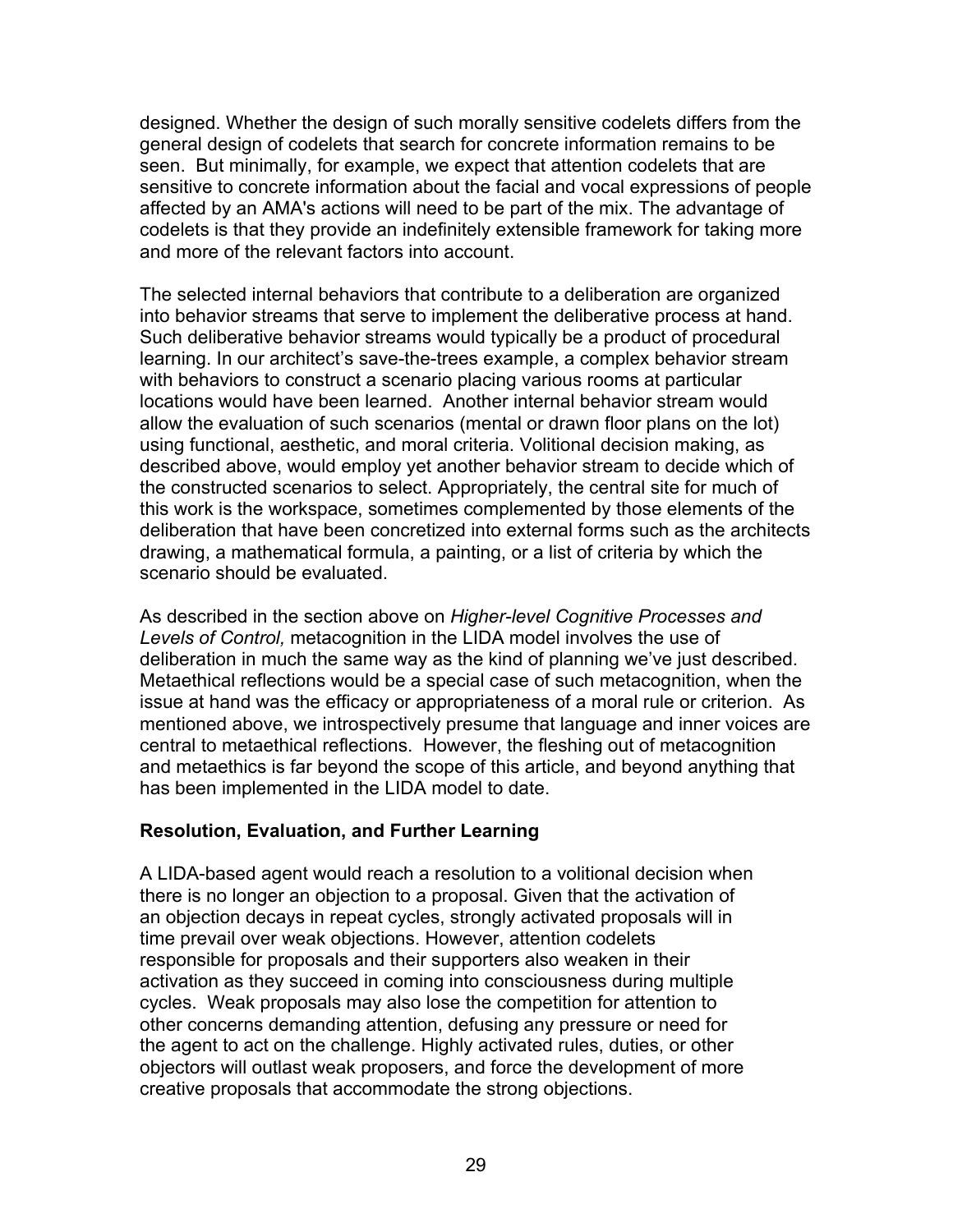designed. Whether the design of such morally sensitive codelets differs from the general design of codelets that search for concrete information remains to be seen. But minimally, for example, we expect that attention codelets that are sensitive to concrete information about the facial and vocal expressions of people affected by an AMA's actions will need to be part of the mix. The advantage of codelets is that they provide an indefinitely extensible framework for taking more and more of the relevant factors into account.

The selected internal behaviors that contribute to a deliberation are organized into behavior streams that serve to implement the deliberative process at hand. Such deliberative behavior streams would typically be a product of procedural learning. In our architect's save-the-trees example, a complex behavior stream with behaviors to construct a scenario placing various rooms at particular locations would have been learned. Another internal behavior stream would allow the evaluation of such scenarios (mental or drawn floor plans on the lot) using functional, aesthetic, and moral criteria. Volitional decision making, as described above, would employ yet another behavior stream to decide which of the constructed scenarios to select. Appropriately, the central site for much of this work is the workspace, sometimes complemented by those elements of the deliberation that have been concretized into external forms such as the architects drawing, a mathematical formula, a painting, or a list of criteria by which the scenario should be evaluated.

As described in the section above on *Higher-level Cognitive Processes and Levels of Control,* metacognition in the LIDA model involves the use of deliberation in much the same way as the kind of planning we've just described. Metaethical reflections would be a special case of such metacognition, when the issue at hand was the efficacy or appropriateness of a moral rule or criterion. As mentioned above, we introspectively presume that language and inner voices are central to metaethical reflections. However, the fleshing out of metacognition and metaethics is far beyond the scope of this article, and beyond anything that has been implemented in the LIDA model to date.

**Resolution, Evaluation, and Further Learning**

A LIDA-based agent would reach a resolution to a volitional decision when there is no longer an objection to a proposal. Given that the activation of an objection decays in repeat cycles, strongly activated proposals will in time prevail over weak objections. However, attention codelets responsible for proposals and their supporters also weaken in their activation as they succeed in coming into consciousness during multiple cycles. Weak proposals may also lose the competition for attention to other concerns demanding attention, defusing any pressure or need for the agent to act on the challenge. Highly activated rules, duties, or other objectors will outlast weak proposers, and force the development of more creative proposals that accommodate the strong objections.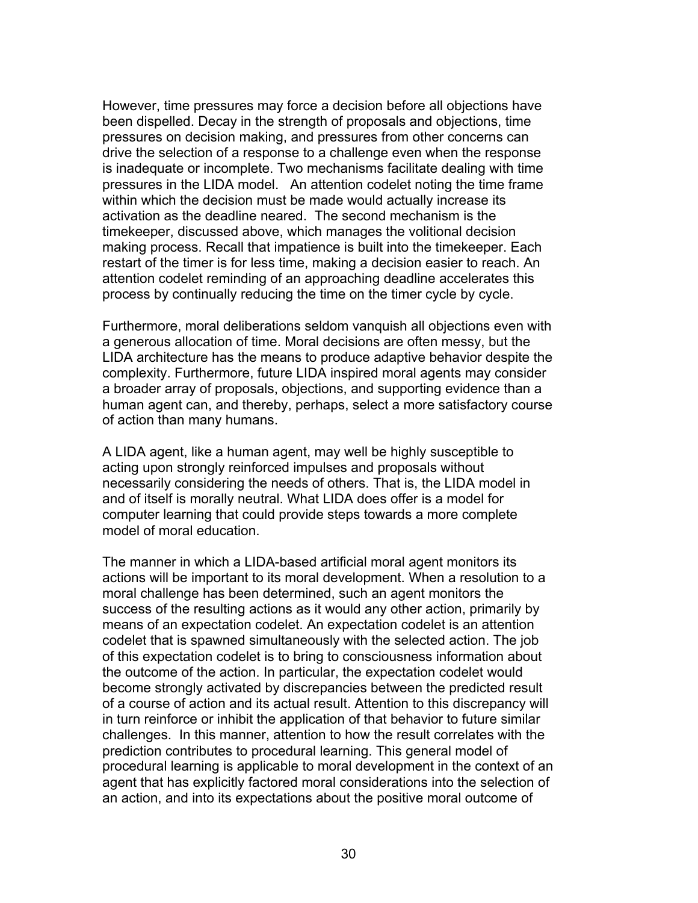However, time pressures may force a decision before all objections have been dispelled. Decay in the strength of proposals and objections, time pressures on decision making, and pressures from other concerns can drive the selection of a response to a challenge even when the response is inadequate or incomplete. Two mechanisms facilitate dealing with time pressures in the LIDA model. An attention codelet noting the time frame within which the decision must be made would actually increase its activation as the deadline neared. The second mechanism is the timekeeper, discussed above, which manages the volitional decision making process. Recall that impatience is built into the timekeeper. Each restart of the timer is for less time, making a decision easier to reach. An attention codelet reminding of an approaching deadline accelerates this process by continually reducing the time on the timer cycle by cycle.

Furthermore, moral deliberations seldom vanquish all objections even with a generous allocation of time. Moral decisions are often messy, but the LIDA architecture has the means to produce adaptive behavior despite the complexity. Furthermore, future LIDA inspired moral agents may consider a broader array of proposals, objections, and supporting evidence than a human agent can, and thereby, perhaps, select a more satisfactory course of action than many humans.

A LIDA agent, like a human agent, may well be highly susceptible to acting upon strongly reinforced impulses and proposals without necessarily considering the needs of others. That is, the LIDA model in and of itself is morally neutral. What LIDA does offer is a model for computer learning that could provide steps towards a more complete model of moral education.

The manner in which a LIDA-based artificial moral agent monitors its actions will be important to its moral development. When a resolution to a moral challenge has been determined, such an agent monitors the success of the resulting actions as it would any other action, primarily by means of an expectation codelet. An expectation codelet is an attention codelet that is spawned simultaneously with the selected action. The job of this expectation codelet is to bring to consciousness information about the outcome of the action. In particular, the expectation codelet would become strongly activated by discrepancies between the predicted result of a course of action and its actual result. Attention to this discrepancy will in turn reinforce or inhibit the application of that behavior to future similar challenges. In this manner, attention to how the result correlates with the prediction contributes to procedural learning. This general model of procedural learning is applicable to moral development in the context of an agent that has explicitly factored moral considerations into the selection of an action, and into its expectations about the positive moral outcome of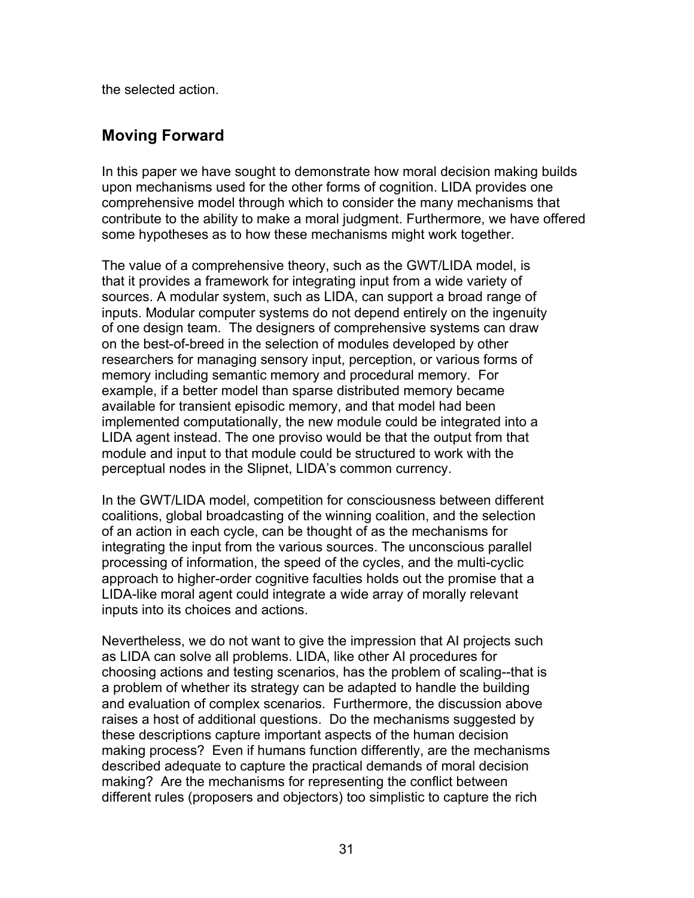the selected action.

## Moving Forward

In this paper we have sought to demonstrate how moral decision making builds upon mechanisms used for the other forms of cognition. LIDA provides one comprehensive model through which to consider the many mechanisms that contribute to the ability to make a moral judgment. Furthermore, we have offered some hypotheses as to how these mechanisms might work together.

The value of a comprehensive theory, such as the GWT/LIDA model, is that it provides a framework for integrating input from a wide variety of sources. A modular system, such as LIDA, can support a broad range of inputs. Modular computer systems do not depend entirely on the ingenuity of one design team. The designers of comprehensive systems can draw on the best-of-breed in the selection of modules developed by other researchers for managing sensory input, perception, or various forms of memory including semantic memory and procedural memory. For example, if a better model than sparse distributed memory became available for transient episodic memory, and that model had been implemented computationally, the new module could be integrated into a LIDA agent instead. The one proviso would be that the output from that module and input to that module could be structured to work with the perceptual nodes in the Slipnet, LIDA's common currency.

In the GWT/LIDA model, competition for consciousness between different coalitions, global broadcasting of the winning coalition, and the selection of an action in each cycle, can be thought of as the mechanisms for integrating the input from the various sources. The unconscious parallel processing of information, the speed of the cycles, and the multi-cyclic approach to higher-order cognitive faculties holds out the promise that a LIDA-like moral agent could integrate a wide array of morally relevant inputs into its choices and actions.

Nevertheless, we do not want to give the impression that AI projects such as LIDA can solve all problems. LIDA, like other AI procedures for choosing actions and testing scenarios, has the problem of scaling--that is a problem of whether its strategy can be adapted to handle the building and evaluation of complex scenarios. Furthermore, the discussion above raises a host of additional questions. Do the mechanisms suggested by these descriptions capture important aspects of the human decision making process? Even if humans function differently, are the mechanisms described adequate to capture the practical demands of moral decision making? Are the mechanisms for representing the conflict between different rules (proposers and objectors) too simplistic to capture the rich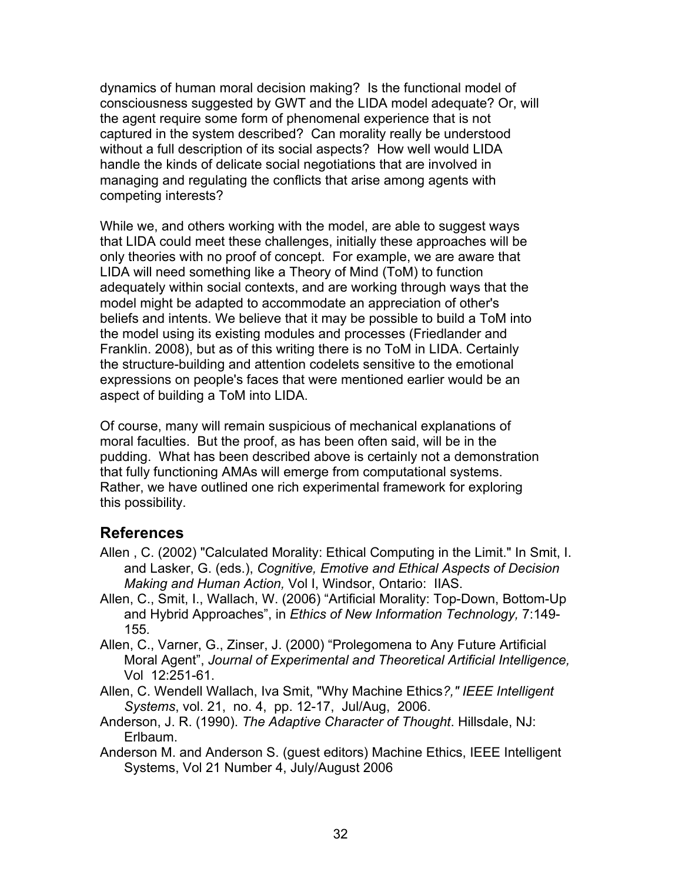dynamics of human moral decision making? Is the functional model of consciousness suggested by GWT and the LIDA model adequate? Or, will the agent require some form of phenomenal experience that is not captured in the system described? Can morality really be understood without a full description of its social aspects? How well would LIDA handle the kinds of delicate social negotiations that are involved in managing and regulating the conflicts that arise among agents with competing interests?

While we, and others working with the model, are able to suggest ways that LIDA could meet these challenges, initially these approaches will be only theories with no proof of concept. For example, we are aware that LIDA will need something like a Theory of Mind (ToM) to function adequately within social contexts, and are working through ways that the model might be adapted to accommodate an appreciation of other's beliefs and intents. We believe that it may be possible to build a ToM into the model using its existing modules and processes (Friedlander and Franklin. 2008), but as of this writing there is no ToM in LIDA. Certainly the structure-building and attention codelets sensitive to the emotional expressions on people's faces that were mentioned earlier would be an aspect of building a ToM into LIDA.

Of course, many will remain suspicious of mechanical explanations of moral faculties. But the proof, as has been often said, will be in the pudding. What has been described above is certainly not a demonstration that fully functioning AMAs will emerge from computational systems. Rather, we have outlined one rich experimental framework for exploring this possibility.

## References

Allen , C. (2002) "Calculated Morality: Ethical Computing in the Limit." In Smit, I. and Lasker, G. (eds.), *Cognitive, Emotive and Ethical Aspects of Decision Making and Human Action,* Vol I, Windsor, Ontario: IIAS.

Allen, C., Smit, I., Wallach, W. (2006) "Artificial Morality: Top-Down, Bottom-Up and Hybrid Approaches", in *Ethics of New Information Technology,* 7:149-155*.*

Allen, C., Varner, G., Zinser, J. (2000) "Prolegomena to Any Future Artificial Moral Agent", *Journal of Experimental and Theoretical Artificial Intelligence,* Vol 12:251-61.

Allen, C. Wendell Wallach, Iva Smit, "Why Machine Ethics*?," IEEE Intelligent Systems*, vol. 21, no. 4, pp. 12-17, Jul/Aug, 2006.

Anderson, J. R. (1990). *The Adaptive Character of Thought*. Hillsdale, NJ: Erlbaum.

Anderson M. and Anderson S. (guest editors) Machine Ethics, IEEE Intelligent Systems, Vol 21 Number 4, July/August 2006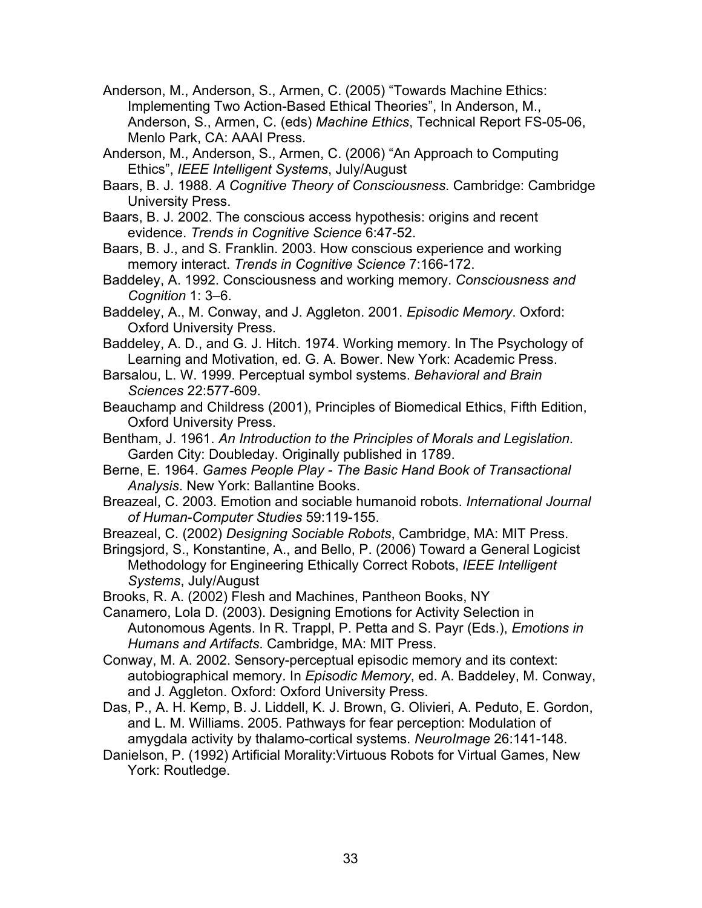Anderson, M., Anderson, S., Armen, C. (2005) “Towards Machine Ethics: Implementing Two Action-Based Ethical Theories”, In Anderson, M., Anderson, S., Armen, C. (eds) *Machine Ethics*, Technical Report FS-05-06, Menlo Park, CA: AAAI Press.

Anderson, M., Anderson, S., Armen, C. (2006) “An Approach to Computing Ethics”, *IEEE Intelligent Systems*, July/August

Baars, B. J. 1988. *A Cognitive Theory of Consciousness*. Cambridge: Cambridge University Press.

Baars, B. J. 2002. The conscious access hypothesis: origins and recent evidence. *Trends in Cognitive Science* 6:47-52.

Baars, B. J., and S. Franklin. 2003. How conscious experience and working memory interact. *Trends in Cognitive Science* 7:166-172.

Baddeley, A. 1992. Consciousness and working memory. *Consciousness and Cognition* 1: 3–6.

Baddeley, A., M. Conway, and J. Aggleton. 2001. *Episodic Memory*. Oxford: Oxford University Press.

Baddeley, A. D., and G. J. Hitch. 1974. Working memory. In The Psychology of Learning and Motivation, ed. G. A. Bower. New York: Academic Press.

Barsalou, L. W. 1999. Perceptual symbol systems. *Behavioral and Brain Sciences* 22:577-609.

Beauchamp and Childress (2001), Principles of Biomedical Ethics, Fifth Edition, Oxford University Press.

Bentham, J. 1961. *An Introduction to the Principles of Morals and Legislation*. Garden City: Doubleday. Originally published in 1789.

Berne, E. 1964. *Games People Play - The Basic Hand Book of Transactional Analysis*. New York: Ballantine Books.

Breazeal, C. 2003. Emotion and sociable humanoid robots. *International Journal of Human-Computer Studies* 59:119-155.

Breazeal, C. (2002) *Designing Sociable Robots*, Cambridge, MA: MIT Press.

Bringsjord, S., Konstantine, A., and Bello, P. (2006) Toward a General Logicist Methodology for Engineering Ethically Correct Robots, *IEEE Intelligent Systems*, July/August

Brooks, R. A. (2002) Flesh and Machines, Pantheon Books, NY

Canamero, Lola D. (2003). Designing Emotions for Activity Selection in Autonomous Agents. In R. Trappl, P. Petta and S. Payr (Eds.), *Emotions in Humans and Artifacts*. Cambridge, MA: MIT Press.

Conway, M. A. 2002. Sensory-perceptual episodic memory and its context: autobiographical memory. In *Episodic Memory*, ed. A. Baddeley, M. Conway, and J. Aggleton. Oxford: Oxford University Press.

Das, P., A. H. Kemp, B. J. Liddell, K. J. Brown, G. Olivieri, A. Peduto, E. Gordon, and L. M. Williams. 2005. Pathways for fear perception: Modulation of amygdala activity by thalamo-cortical systems. *NeuroImage* 26:141-148.

Danielson, P. (1992) Artificial Morality:Virtuous Robots for Virtual Games, New York: Routledge.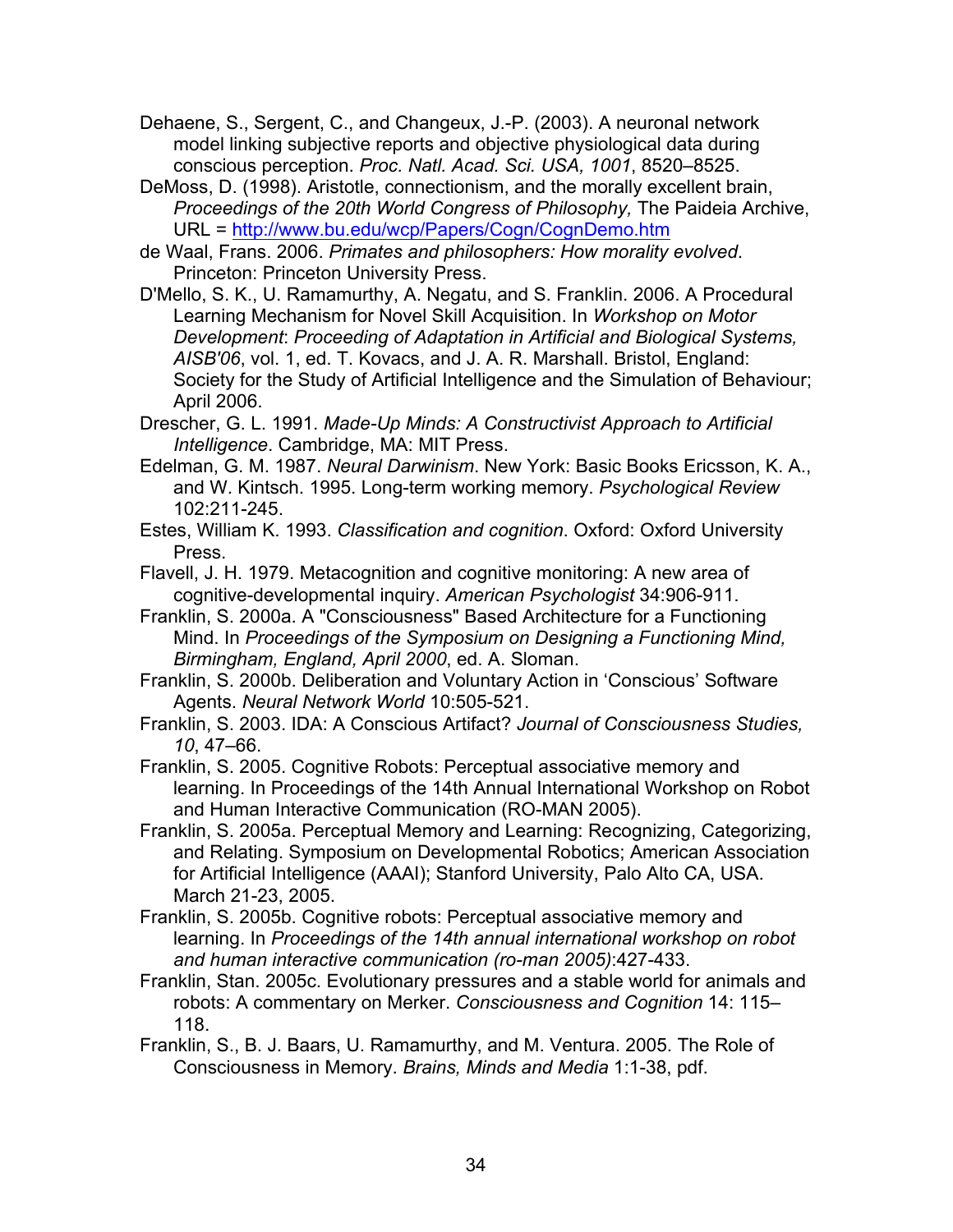Dehaene, S., Sergent, C., and Changeux, J.-P. (2003). A neuronal network model linking subjective reports and objective physiological data during conscious perception. *Proc. Natl. Acad. Sci. USA, 1001*, 8520–8525.

DeMoss, D. (1998). Aristotle, connectionism, and the morally excellent brain, *Proceedings of the 20th World Congress of Philosophy,* The Paideia Archive, URL = http://www.bu.edu/wcp/Papers/Cogn/CognDemo.htm

de Waal, Frans. 2006. *Primates and philosophers: How morality evolved*. Princeton: Princeton University Press.

D'Mello, S. K., U. Ramamurthy, A. Negatu, and S. Franklin. 2006. A Procedural Learning Mechanism for Novel Skill Acquisition. In *Workshop on Motor Development*: *Proceeding of Adaptation in Artificial and Biological Systems, AISB'06*, vol. 1, ed. T. Kovacs, and J. A. R. Marshall. Bristol, England: Society for the Study of Artificial Intelligence and the Simulation of Behaviour; April 2006.

Drescher, G. L. 1991. *Made-Up Minds: A Constructivist Approach to Artificial Intelligence*. Cambridge, MA: MIT Press.

Edelman, G. M. 1987. *Neural Darwinism*. New York: Basic Books Ericsson, K. A., and W. Kintsch. 1995. Long-term working memory. *Psychological Review* 102:211-245.

Estes, William K. 1993. *Classification and cognition*. Oxford: Oxford University Press.

Flavell, J. H. 1979. Metacognition and cognitive monitoring: A new area of cognitive-developmental inquiry. *American Psychologist* 34:906-911.

Franklin, S. 2000a. A "Consciousness" Based Architecture for a Functioning Mind. In *Proceedings of the Symposium on Designing a Functioning Mind, Birmingham, England, April 2000*, ed. A. Sloman.

Franklin, S. 2000b. Deliberation and Voluntary Action in 'Conscious' Software Agents. *Neural Network World* 10:505-521.

Franklin, S. 2003. IDA: A Conscious Artifact? *Journal of Consciousness Studies, 10*, 47–66.

Franklin, S. 2005. Cognitive Robots: Perceptual associative memory and learning. In Proceedings of the 14th Annual International Workshop on Robot and Human Interactive Communication (RO-MAN 2005).

Franklin, S. 2005a. Perceptual Memory and Learning: Recognizing, Categorizing, and Relating. Symposium on Developmental Robotics; American Association for Artificial Intelligence (AAAI); Stanford University, Palo Alto CA, USA. March 21-23, 2005.

Franklin, S. 2005b. Cognitive robots: Perceptual associative memory and learning. In *Proceedings of the 14th annual international workshop on robot and human interactive communication (ro-man 2005)*:427-433.

Franklin, Stan. 2005c. Evolutionary pressures and a stable world for animals and robots: A commentary on Merker. *Consciousness and Cognition* 14: 115–118.

Franklin, S., B. J. Baars, U. Ramamurthy, and M. Ventura. 2005. The Role of Consciousness in Memory. *Brains, Minds and Media* 1:1-38, pdf.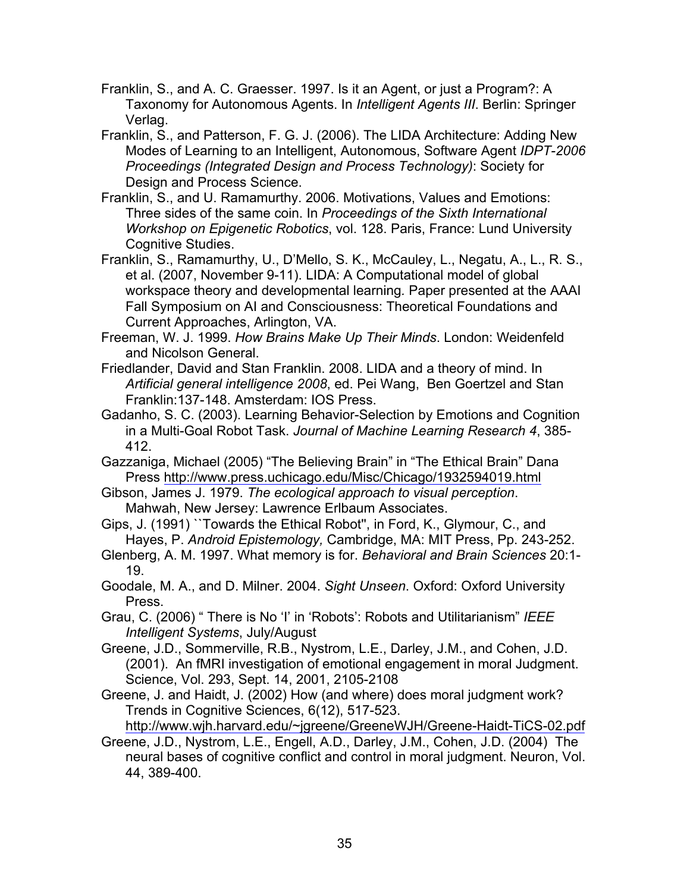Franklin, S., and A. C. Graesser. 1997. Is it an Agent, or just a Program?: A Taxonomy for Autonomous Agents. In *Intelligent Agents III*. Berlin: Springer Verlag.

Franklin, S., and Patterson, F. G. J. (2006). The LIDA Architecture: Adding New Modes of Learning to an Intelligent, Autonomous, Software Agent *IDPT-2006 Proceedings (Integrated Design and Process Technology)*: Society for Design and Process Science.

Franklin, S., and U. Ramamurthy. 2006. Motivations, Values and Emotions: Three sides of the same coin. In *Proceedings of the Sixth International Workshop on Epigenetic Robotics*, vol. 128. Paris, France: Lund University Cognitive Studies.

Franklin, S., Ramamurthy, U., D'Mello, S. K., McCauley, L., Negatu, A., L., R. S., et al. (2007, November 9-11). LIDA: A Computational model of global workspace theory and developmental learning. Paper presented at the AAAI Fall Symposium on AI and Consciousness: Theoretical Foundations and Current Approaches, Arlington, VA.

Freeman, W. J. 1999. *How Brains Make Up Their Minds*. London: Weidenfeld and Nicolson General.

Friedlander, David and Stan Franklin. 2008. LIDA and a theory of mind. In *Artificial general intelligence 2008*, ed. Pei Wang, Ben Goertzel and Stan Franklin:137-148. Amsterdam: IOS Press.

Gadanho, S. C. (2003). Learning Behavior-Selection by Emotions and Cognition in a Multi-Goal Robot Task. *Journal of Machine Learning Research 4*, 385-412.

Gazzaniga, Michael (2005) "The Believing Brain" in "The Ethical Brain" Dana Press http://www.press.uchicago.edu/Misc/Chicago/1932594019.html

Gibson, James J. 1979. *The ecological approach to visual perception*. Mahwah, New Jersey: Lawrence Erlbaum Associates.

Gips, J. (1991) ``Towards the Ethical Robot'', in Ford, K., Glymour, C., and Hayes, P. *Android Epistemology,* Cambridge, MA: MIT Press, Pp. 243-252.

Glenberg, A. M. 1997. What memory is for. *Behavioral and Brain Sciences* 20:1-19.

Goodale, M. A., and D. Milner. 2004. *Sight Unseen*. Oxford: Oxford University Press.

Grau, C. (2006) " There is No 'I' in 'Robots': Robots and Utilitarianism" *IEEE Intelligent Systems*, July/August

Greene, J.D., Sommerville, R.B., Nystrom, L.E., Darley, J.M., and Cohen, J.D. (2001). An fMRI investigation of emotional engagement in moral Judgment. Science, Vol. 293, Sept. 14, 2001, 2105-2108

Greene, J. and Haidt, J. (2002) How (and where) does moral judgment work? Trends in Cognitive Sciences, 6(12), 517-523. http://www.wjh.harvard.edu/~jgreene/GreeneWJH/Greene-Haidt-TiCS-02.pdf

Greene, J.D., Nystrom, L.E., Engell, A.D., Darley, J.M., Cohen, J.D. (2004) The neural bases of cognitive conflict and control in moral judgment. Neuron, Vol. 44, 389-400.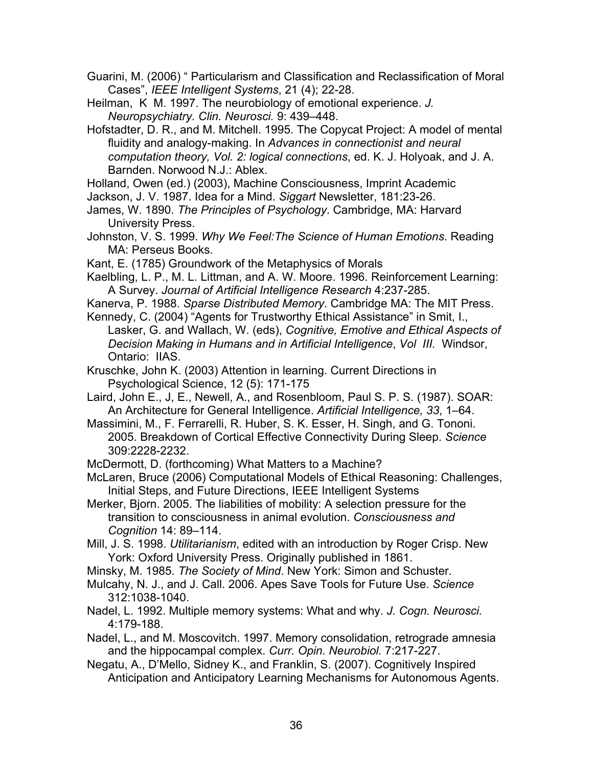Guarini, M. (2006) " Particularism and Classification and Reclassification of Moral Cases", *IEEE Intelligent Systems*, 21 (4); 22-28.

Heilman, K M. 1997. The neurobiology of emotional experience. *J. Neuropsychiatry. Clin. Neurosci.* 9: 439–448.

Hofstadter, D. R., and M. Mitchell. 1995. The Copycat Project: A model of mental fluidity and analogy-making. In *Advances in connectionist and neural computation theory, Vol. 2: logical connections*, ed. K. J. Holyoak, and J. A. Barnden. Norwood N.J.: Ablex.

Holland, Owen (ed.) (2003), Machine Consciousness, Imprint Academic

Jackson, J. V. 1987. Idea for a Mind. *Siggart* Newsletter, 181:23-26.

James, W. 1890. *The Principles of Psychology*. Cambridge, MA: Harvard University Press.

Johnston, V. S. 1999. *Why We Feel:The Science of Human Emotions*. Reading MA: Perseus Books.

Kant, E. (1785) Groundwork of the Metaphysics of Morals

Kaelbling, L. P., M. L. Littman, and A. W. Moore. 1996. Reinforcement Learning: A Survey. *Journal of Artificial Intelligence Research* 4:237-285.

Kanerva, P. 1988. *Sparse Distributed Memory*. Cambridge MA: The MIT Press.

Kennedy, C. (2004) "Agents for Trustworthy Ethical Assistance" in Smit, I., Lasker, G. and Wallach, W. (eds), *Cognitive, Emotive and Ethical Aspects of Decision Making in Humans and in Artificial Intelligence*, *Vol III.* Windsor, Ontario: IIAS.

Kruschke, John K. (2003) Attention in learning. Current Directions in Psychological Science, 12 (5): 171-175

Laird, John E., J, E., Newell, A., and Rosenbloom, Paul S. P. S. (1987). SOAR: An Architecture for General Intelligence. *Artificial Intelligence, 33*, 1–64.

Massimini, M., F. Ferrarelli, R. Huber, S. K. Esser, H. Singh, and G. Tononi. 2005. Breakdown of Cortical Effective Connectivity During Sleep. *Science* 309:2228-2232.

McDermott, D. (forthcoming) What Matters to a Machine?

McLaren, Bruce (2006) Computational Models of Ethical Reasoning: Challenges, Initial Steps, and Future Directions, IEEE Intelligent Systems

Merker, Bjorn. 2005. The liabilities of mobility: A selection pressure for the transition to consciousness in animal evolution. *Consciousness and Cognition* 14: 89–114.

Mill, J. S. 1998. *Utilitarianism*, edited with an introduction by Roger Crisp. New York: Oxford University Press. Originally published in 1861.

Minsky, M. 1985. *The Society of Mind*. New York: Simon and Schuster.

Mulcahy, N. J., and J. Call. 2006. Apes Save Tools for Future Use. *Science* 312:1038-1040.

Nadel, L. 1992. Multiple memory systems: What and why. *J. Cogn. Neurosci.* 4:179-188.

Nadel, L., and M. Moscovitch. 1997. Memory consolidation, retrograde amnesia and the hippocampal complex. *Curr. Opin. Neurobiol.* 7:217-227.

Negatu, A., D'Mello, Sidney K., and Franklin, S. (2007). Cognitively Inspired Anticipation and Anticipatory Learning Mechanisms for Autonomous Agents.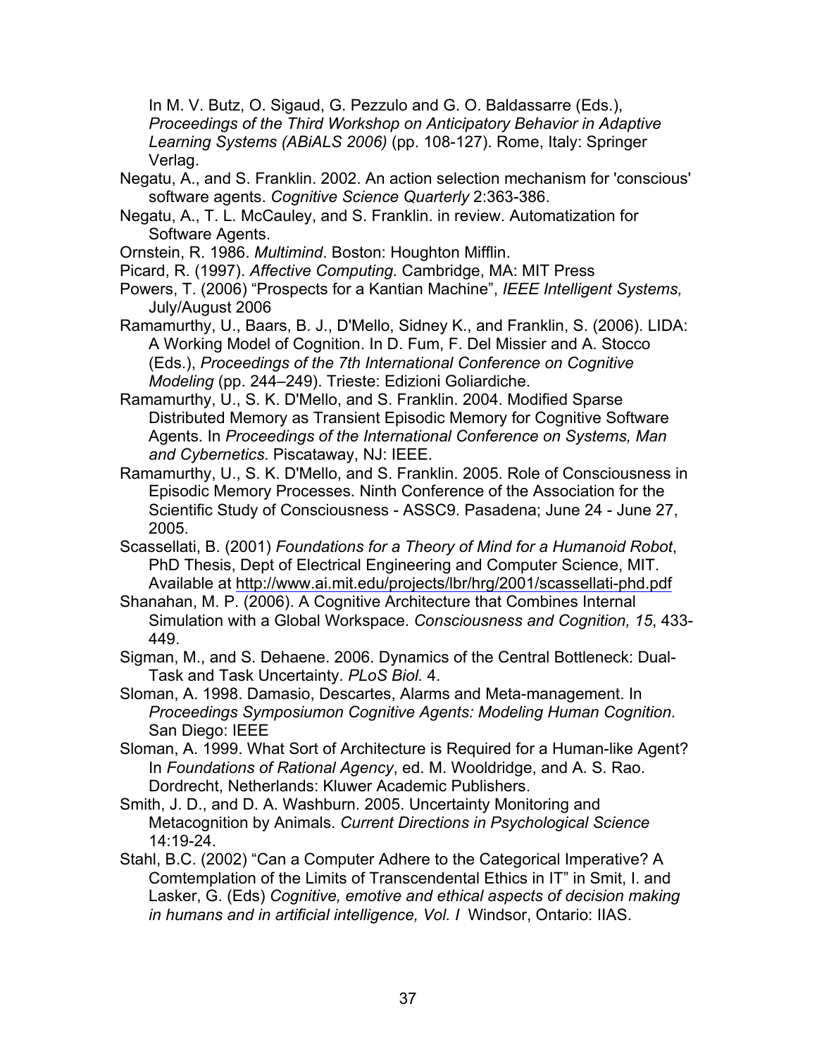In M. V. Butz, O. Sigaud, G. Pezzulo and G. O. Baldassarre (Eds.), *Proceedings of the Third Workshop on Anticipatory Behavior in Adaptive Learning Systems (ABiALS 2006)* (pp. 108-127). Rome, Italy: Springer Verlag.

Negatu, A., and S. Franklin. 2002. An action selection mechanism for 'conscious' software agents. *Cognitive Science Quarterly* 2:363-386.

Negatu, A., T. L. McCauley, and S. Franklin. in review. Automatization for Software Agents.

Ornstein, R. 1986. *Multimind*. Boston: Houghton Mifflin.

Picard, R. (1997). *Affective Computing.* Cambridge, MA: MIT Press

Powers, T. (2006) "Prospects for a Kantian Machine", *IEEE Intelligent Systems,* July/August 2006

Ramamurthy, U., Baars, B. J., D'Mello, Sidney K., and Franklin, S. (2006). LIDA: A Working Model of Cognition. In D. Fum, F. Del Missier and A. Stocco (Eds.), *Proceedings of the 7th International Conference on Cognitive Modeling* (pp. 244–249). Trieste: Edizioni Goliardiche.

Ramamurthy, U., S. K. D'Mello, and S. Franklin. 2004. Modified Sparse Distributed Memory as Transient Episodic Memory for Cognitive Software Agents. In *Proceedings of the International Conference on Systems, Man and Cybernetics*. Piscataway, NJ: IEEE.

Ramamurthy, U., S. K. D'Mello, and S. Franklin. 2005. Role of Consciousness in Episodic Memory Processes. Ninth Conference of the Association for the Scientific Study of Consciousness - ASSC9. Pasadena; June 24 - June 27, 2005.

Scassellati, B. (2001) *Foundations for a Theory of Mind for a Humanoid Robot*, PhD Thesis, Dept of Electrical Engineering and Computer Science, MIT. Available at http://www.ai.mit.edu/projects/lbr/hrg/2001/scassellati-phd.pdf

Shanahan, M. P. (2006). A Cognitive Architecture that Combines Internal Simulation with a Global Workspace. *Consciousness and Cognition, 15*, 433-449.

Sigman, M., and S. Dehaene. 2006. Dynamics of the Central Bottleneck: Dual-Task and Task Uncertainty. *PLoS Biol.* 4.

Sloman, A. 1998. Damasio, Descartes, Alarms and Meta-management. In *Proceedings Symposiumon Cognitive Agents: Modeling Human Cognition*. San Diego: IEEE

Sloman, A. 1999. What Sort of Architecture is Required for a Human-like Agent? In *Foundations of Rational Agency*, ed. M. Wooldridge, and A. S. Rao. Dordrecht, Netherlands: Kluwer Academic Publishers.

Smith, J. D., and D. A. Washburn. 2005. Uncertainty Monitoring and Metacognition by Animals. *Current Directions in Psychological Science* 14:19-24.

Stahl, B.C. (2002) "Can a Computer Adhere to the Categorical Imperative? A Comtemplation of the Limits of Transcendental Ethics in IT" in Smit, I. and Lasker, G. (Eds) *Cognitive, emotive and ethical aspects of decision making in humans and in artificial intelligence, Vol. I* Windsor, Ontario: IIAS.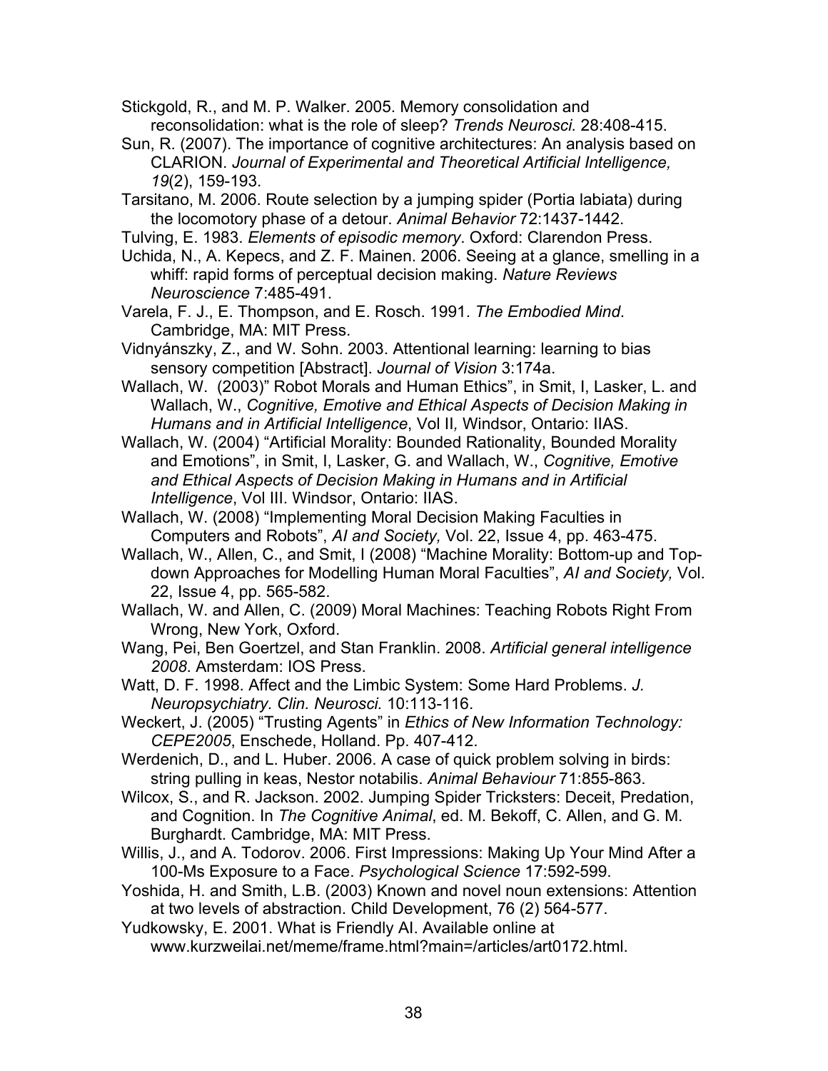Stickgold, R., and M. P. Walker. 2005. Memory consolidation and reconsolidation: what is the role of sleep? *Trends Neurosci.* 28:408-415.

Sun, R. (2007). The importance of cognitive architectures: An analysis based on CLARION. *Journal of Experimental and Theoretical Artificial Intelligence, 19*(2), 159-193.

Tarsitano, M. 2006. Route selection by a jumping spider (Portia labiata) during the locomotory phase of a detour. *Animal Behavior* 72:1437-1442.

Tulving, E. 1983. *Elements of episodic memory*. Oxford: Clarendon Press.

Uchida, N., A. Kepecs, and Z. F. Mainen. 2006. Seeing at a glance, smelling in a whiff: rapid forms of perceptual decision making. *Nature Reviews Neuroscience* 7:485-491.

Varela, F. J., E. Thompson, and E. Rosch. 1991. *The Embodied Mind*. Cambridge, MA: MIT Press.

Vidnyánszky, Z., and W. Sohn. 2003. Attentional learning: learning to bias sensory competition [Abstract]. *Journal of Vision* 3:174a.

Wallach, W. (2003)" Robot Morals and Human Ethics", in Smit, I, Lasker, L. and Wallach, W., *Cognitive, Emotive and Ethical Aspects of Decision Making in Humans and in Artificial Intelligence*, Vol II*,* Windsor, Ontario: IIAS.

Wallach, W. (2004) "Artificial Morality: Bounded Rationality, Bounded Morality and Emotions", in Smit, I, Lasker, G. and Wallach, W., *Cognitive, Emotive and Ethical Aspects of Decision Making in Humans and in Artificial Intelligence*, Vol III. Windsor, Ontario: IIAS.

Wallach, W. (2008) "Implementing Moral Decision Making Faculties in Computers and Robots", *AI and Society,* Vol. 22, Issue 4, pp. 463-475.

Wallach, W., Allen, C., and Smit, I (2008) "Machine Morality: Bottom-up and Top-down Approaches for Modelling Human Moral Faculties", *AI and Society,* Vol. 22, Issue 4, pp. 565-582.

Wallach, W. and Allen, C. (2009) Moral Machines: Teaching Robots Right From Wrong, New York, Oxford.

Wang, Pei, Ben Goertzel, and Stan Franklin. 2008. *Artificial general intelligence 2008*. Amsterdam: IOS Press.

Watt, D. F. 1998. Affect and the Limbic System: Some Hard Problems. *J. Neuropsychiatry. Clin. Neurosci.* 10:113-116.

Weckert, J. (2005) "Trusting Agents" in *Ethics of New Information Technology: CEPE2005*, Enschede, Holland. Pp. 407-412.

Werdenich, D., and L. Huber. 2006. A case of quick problem solving in birds: string pulling in keas, Nestor notabilis. *Animal Behaviour* 71:855-863.

Wilcox, S., and R. Jackson. 2002. Jumping Spider Tricksters: Deceit, Predation, and Cognition. In *The Cognitive Animal*, ed. M. Bekoff, C. Allen, and G. M. Burghardt. Cambridge, MA: MIT Press.

Willis, J., and A. Todorov. 2006. First Impressions: Making Up Your Mind After a 100-Ms Exposure to a Face. *Psychological Science* 17:592-599.

Yoshida, H. and Smith, L.B. (2003) Known and novel noun extensions: Attention at two levels of abstraction. Child Development, 76 (2) 564-577.

Yudkowsky, E. 2001. What is Friendly AI. Available online at www.kurzweilai.net/meme/frame.html?main=/articles/art0172.html.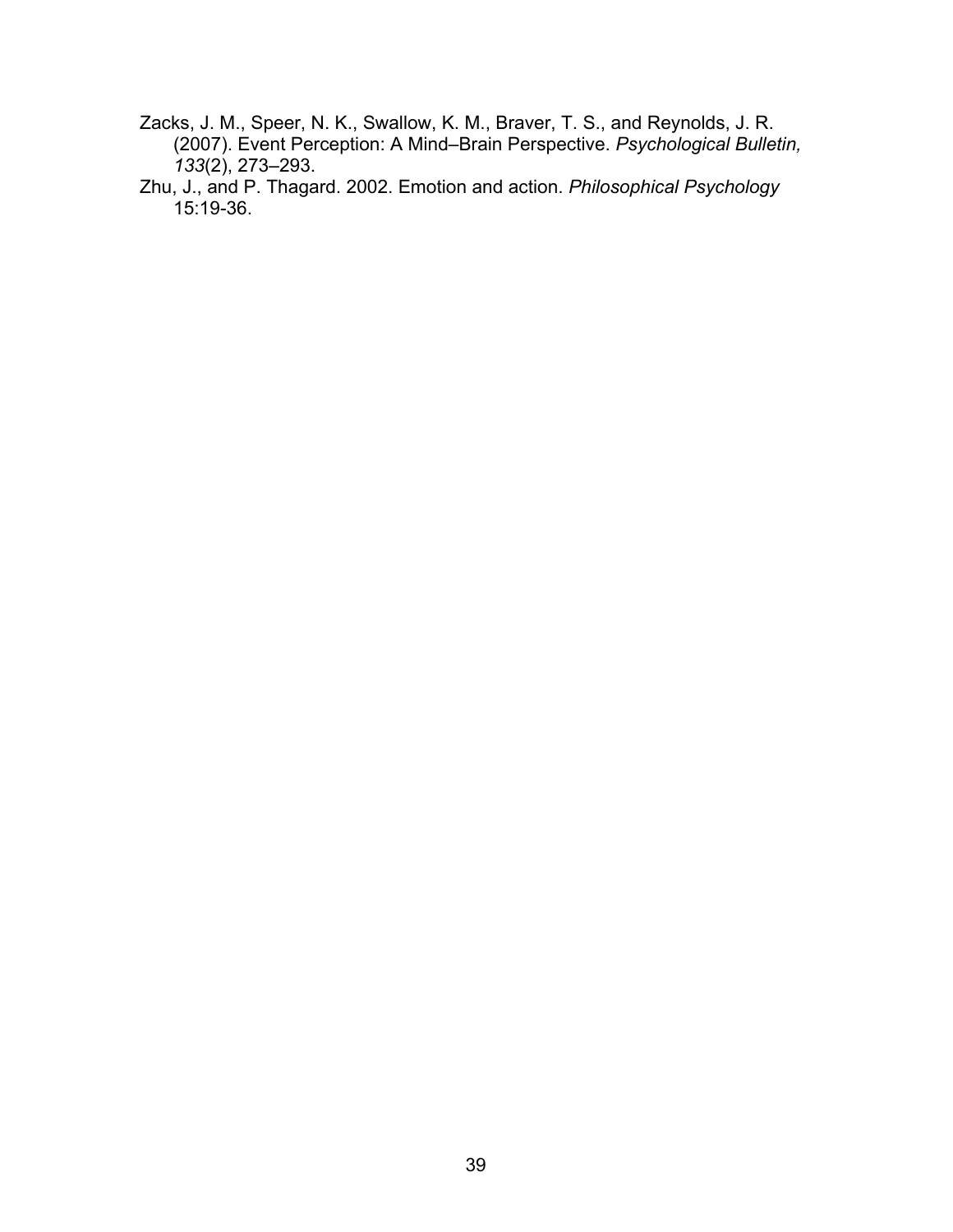Zacks, J. M., Speer, N. K., Swallow, K. M., Braver, T. S., and Reynolds, J. R. (2007). Event Perception: A Mind–Brain Perspective. *Psychological Bulletin, 133*(2), 273–293.

Zhu, J., and P. Thagard. 2002. Emotion and action. *Philosophical Psychology* 15:19-36.